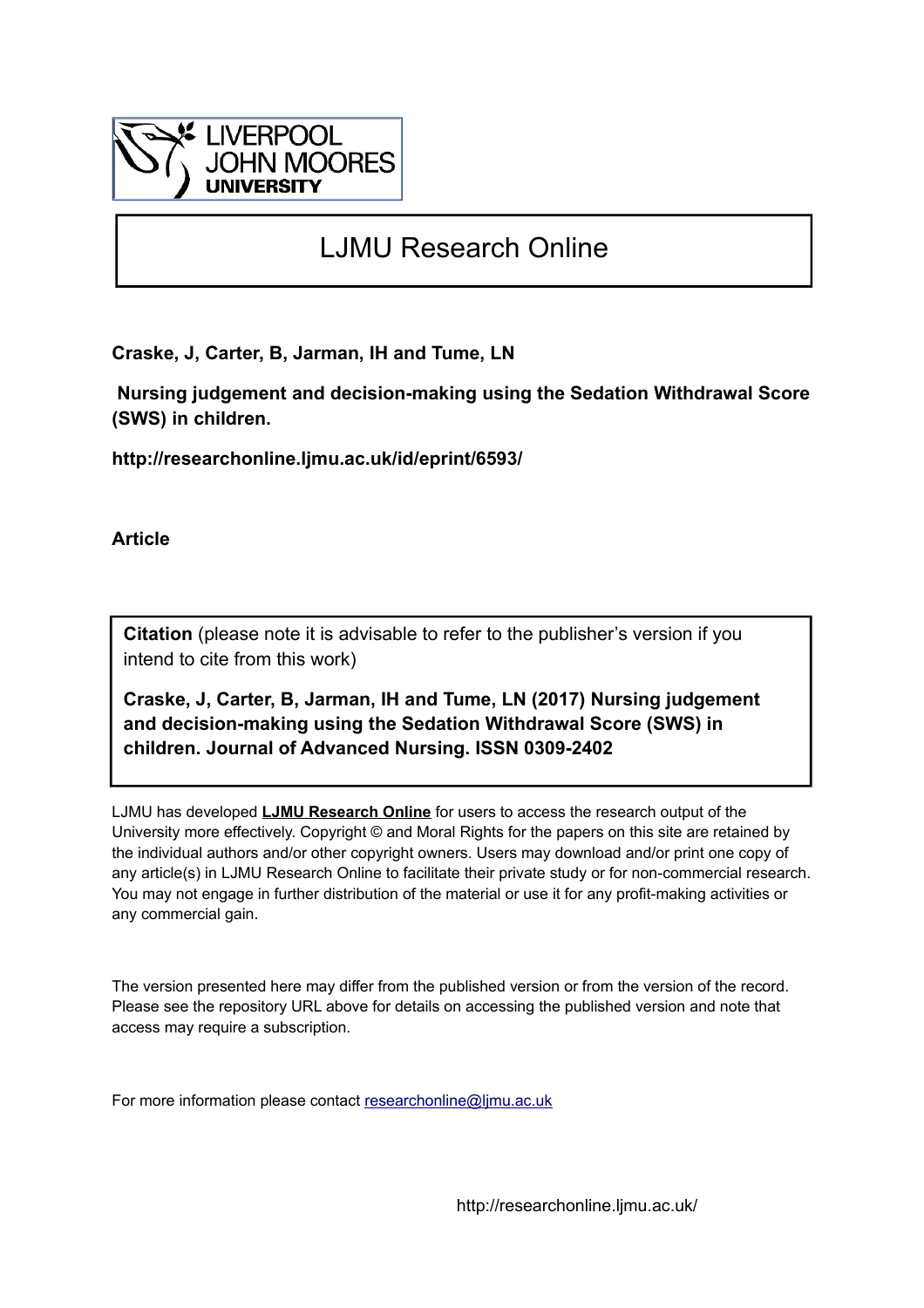LIVERPOOL JOHN MOORES UNIVERSITY

# LJMU Research Online

**Craske, J, Carter, B, Jarman, IH and Tume, LN**

**Nursing judgement and decision-making using the Sedation Withdrawal Score (SWS) in children.**

**http://researchonline.ljmu.ac.uk/id/eprint/6593/**

**Article**

**Citation** (please note it is advisable to refer to the publisher's version if you intend to cite from this work)

**Craske, J, Carter, B, Jarman, IH and Tume, LN (2017) Nursing judgement and decision-making using the Sedation Withdrawal Score (SWS) in children. Journal of Advanced Nursing. ISSN 0309-2402**

LJMU has developed **LJMU Research Online** for users to access the research output of the University more effectively. Copyright © and Moral Rights for the papers on this site are retained by the individual authors and/or other copyright owners. Users may download and/or print one copy of any article(s) in LJMU Research Online to facilitate their private study or for non-commercial research. You may not engage in further distribution of the material or use it for any profit-making activities or any commercial gain.

The version presented here may differ from the published version or from the version of the record. Please see the repository URL above for details on accessing the published version and note that access may require a subscription.

For more information please contact researchonline@ljmu.ac.uk

http://researchonline.ljmu.ac.uk/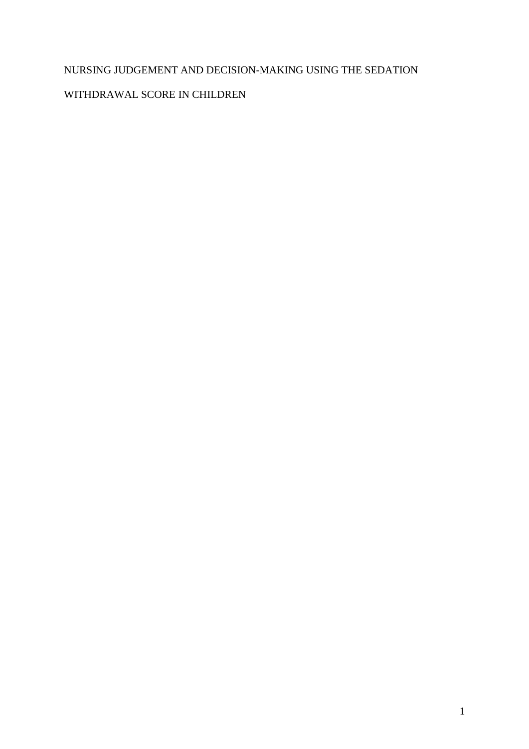# NURSING JUDGEMENT AND DECISION-MAKING USING THE SEDATION WITHDRAWAL SCORE IN CHILDREN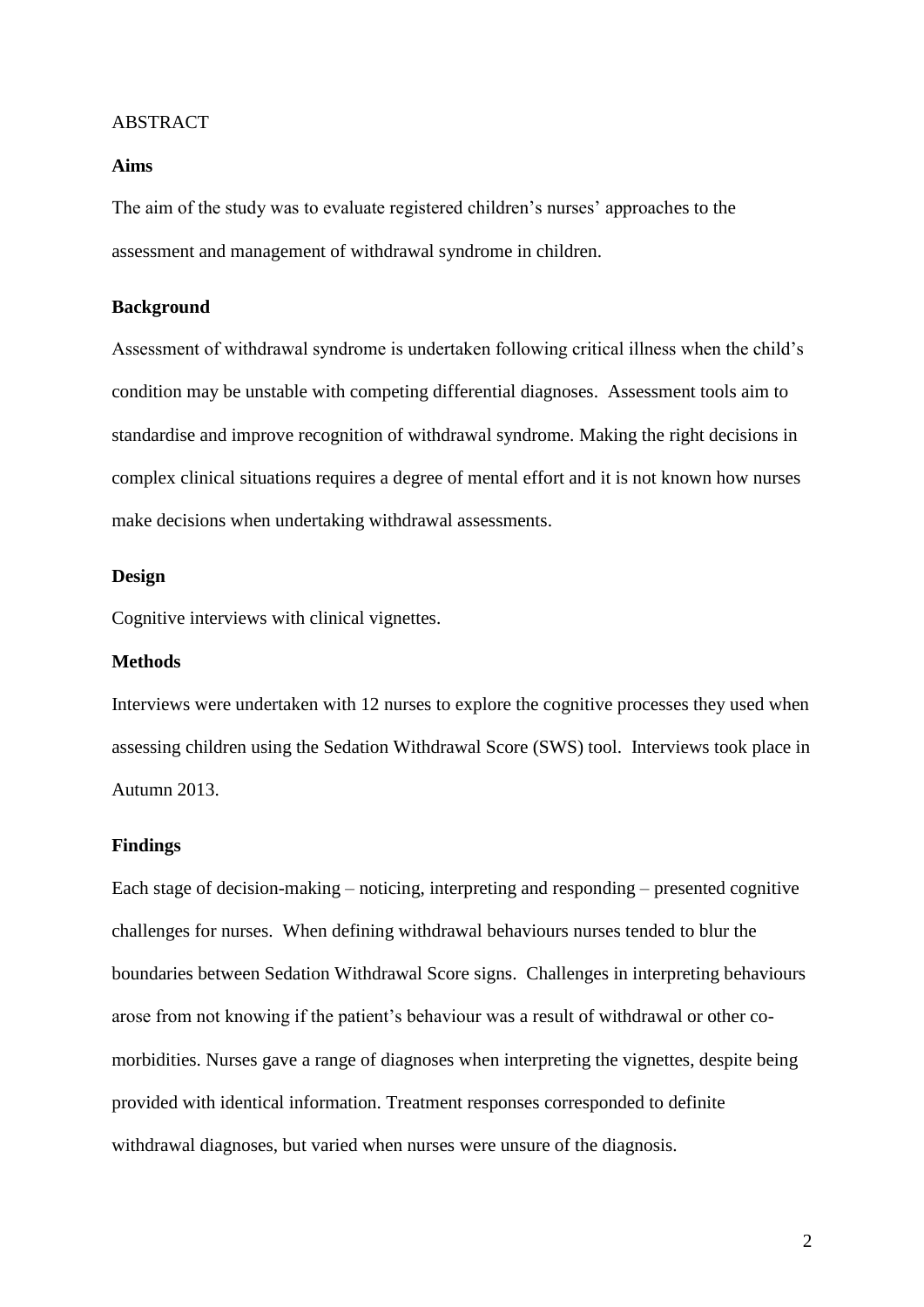ABSTRACT

**Aims**

The aim of the study was to evaluate registered children's nurses' approaches to the assessment and management of withdrawal syndrome in children.

**Background**

Assessment of withdrawal syndrome is undertaken following critical illness when the child's condition may be unstable with competing differential diagnoses. Assessment tools aim to standardise and improve recognition of withdrawal syndrome. Making the right decisions in complex clinical situations requires a degree of mental effort and it is not known how nurses make decisions when undertaking withdrawal assessments.

**Design**

Cognitive interviews with clinical vignettes.

**Methods**

Interviews were undertaken with 12 nurses to explore the cognitive processes they used when assessing children using the Sedation Withdrawal Score (SWS) tool. Interviews took place in Autumn 2013.

**Findings**

Each stage of decision-making – noticing, interpreting and responding – presented cognitive challenges for nurses. When defining withdrawal behaviours nurses tended to blur the boundaries between Sedation Withdrawal Score signs. Challenges in interpreting behaviours arose from not knowing if the patient's behaviour was a result of withdrawal or other co-morbidities. Nurses gave a range of diagnoses when interpreting the vignettes, despite being provided with identical information. Treatment responses corresponded to definite withdrawal diagnoses, but varied when nurses were unsure of the diagnosis.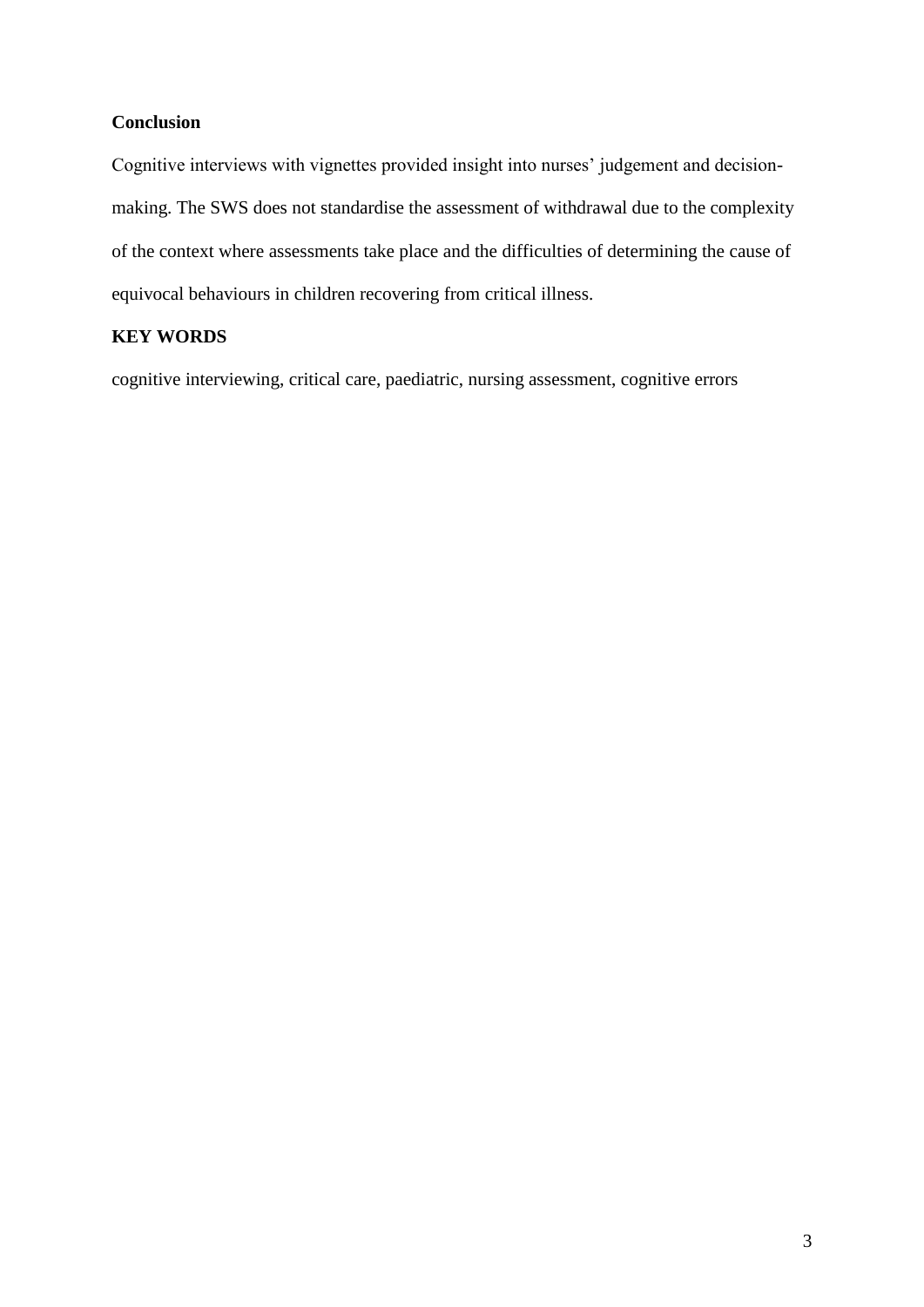**Conclusion**

Cognitive interviews with vignettes provided insight into nurses' judgement and decision-making. The SWS does not standardise the assessment of withdrawal due to the complexity of the context where assessments take place and the difficulties of determining the cause of equivocal behaviours in children recovering from critical illness.

**KEY WORDS**

cognitive interviewing, critical care, paediatric, nursing assessment, cognitive errors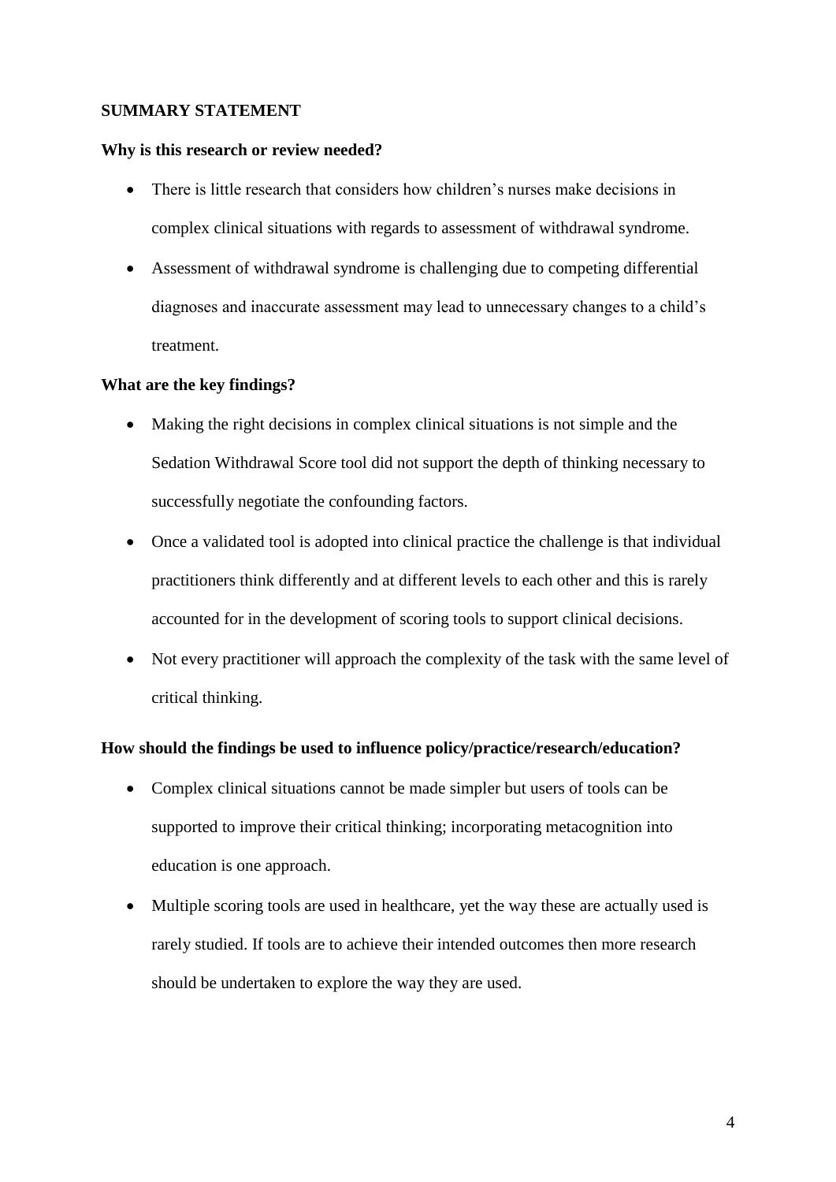## SUMMARY STATEMENT

### Why is this research or review needed?

- There is little research that considers how children's nurses make decisions in complex clinical situations with regards to assessment of withdrawal syndrome.
- Assessment of withdrawal syndrome is challenging due to competing differential diagnoses and inaccurate assessment may lead to unnecessary changes to a child's treatment.

### What are the key findings?

- Making the right decisions in complex clinical situations is not simple and the Sedation Withdrawal Score tool did not support the depth of thinking necessary to successfully negotiate the confounding factors.
- Once a validated tool is adopted into clinical practice the challenge is that individual practitioners think differently and at different levels to each other and this is rarely accounted for in the development of scoring tools to support clinical decisions.
- Not every practitioner will approach the complexity of the task with the same level of critical thinking.

### How should the findings be used to influence policy/practice/research/education?

- Complex clinical situations cannot be made simpler but users of tools can be supported to improve their critical thinking; incorporating metacognition into education is one approach.
- Multiple scoring tools are used in healthcare, yet the way these are actually used is rarely studied. If tools are to achieve their intended outcomes then more research should be undertaken to explore the way they are used.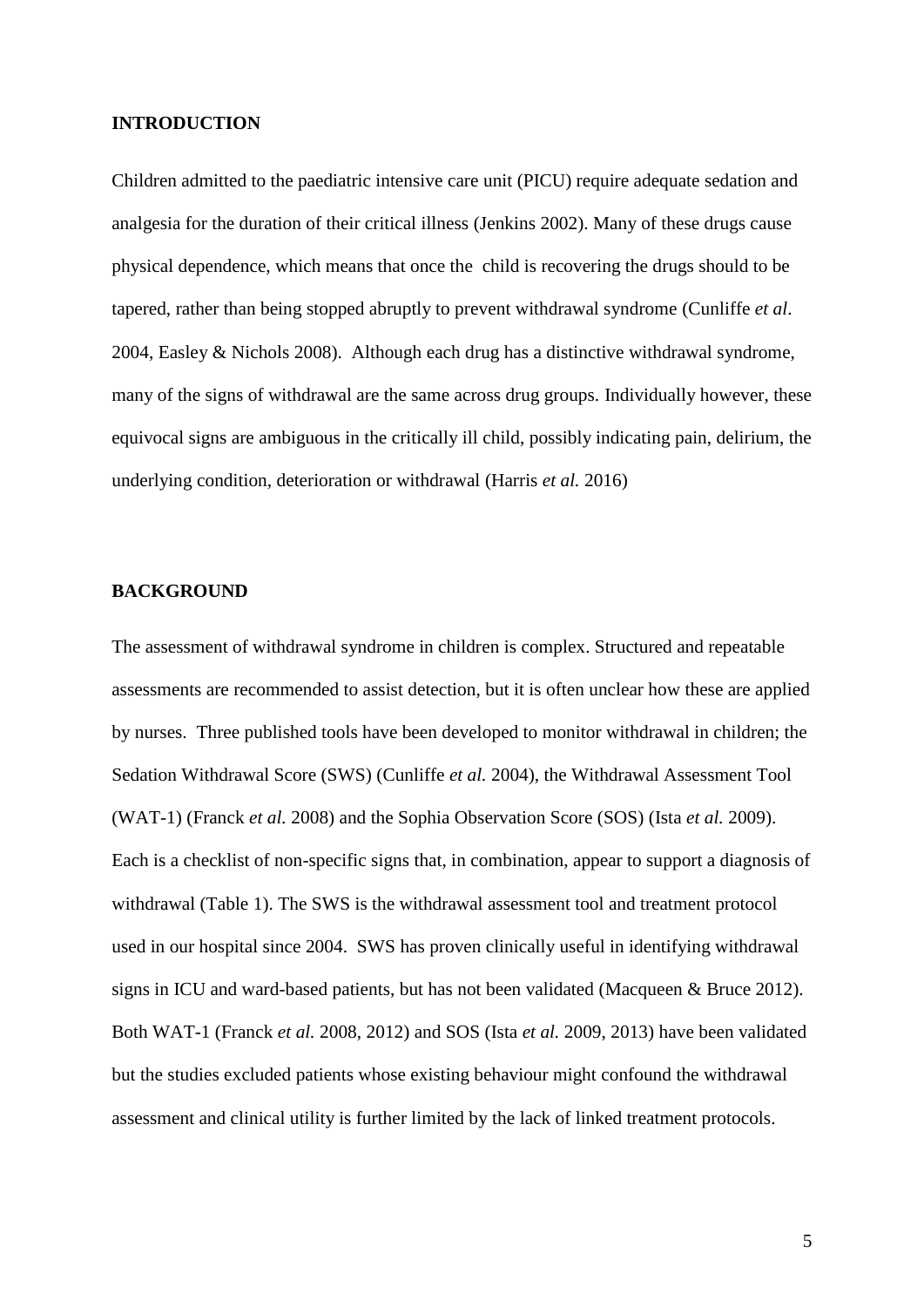## INTRODUCTION

Children admitted to the paediatric intensive care unit (PICU) require adequate sedation and analgesia for the duration of their critical illness (Jenkins 2002). Many of these drugs cause physical dependence, which means that once the child is recovering the drugs should to be tapered, rather than being stopped abruptly to prevent withdrawal syndrome (Cunliffe *et al*. 2004, Easley & Nichols 2008). Although each drug has a distinctive withdrawal syndrome, many of the signs of withdrawal are the same across drug groups. Individually however, these equivocal signs are ambiguous in the critically ill child, possibly indicating pain, delirium, the underlying condition, deterioration or withdrawal (Harris *et al.* 2016)

## BACKGROUND

The assessment of withdrawal syndrome in children is complex. Structured and repeatable assessments are recommended to assist detection, but it is often unclear how these are applied by nurses. Three published tools have been developed to monitor withdrawal in children; the Sedation Withdrawal Score (SWS) (Cunliffe *et al.* 2004), the Withdrawal Assessment Tool (WAT-1) (Franck *et al.* 2008) and the Sophia Observation Score (SOS) (Ista *et al.* 2009). Each is a checklist of non-specific signs that, in combination, appear to support a diagnosis of withdrawal (Table 1). The SWS is the withdrawal assessment tool and treatment protocol used in our hospital since 2004. SWS has proven clinically useful in identifying withdrawal signs in ICU and ward-based patients, but has not been validated (Macqueen & Bruce 2012). Both WAT-1 (Franck *et al.* 2008, 2012) and SOS (Ista *et al.* 2009, 2013) have been validated but the studies excluded patients whose existing behaviour might confound the withdrawal assessment and clinical utility is further limited by the lack of linked treatment protocols.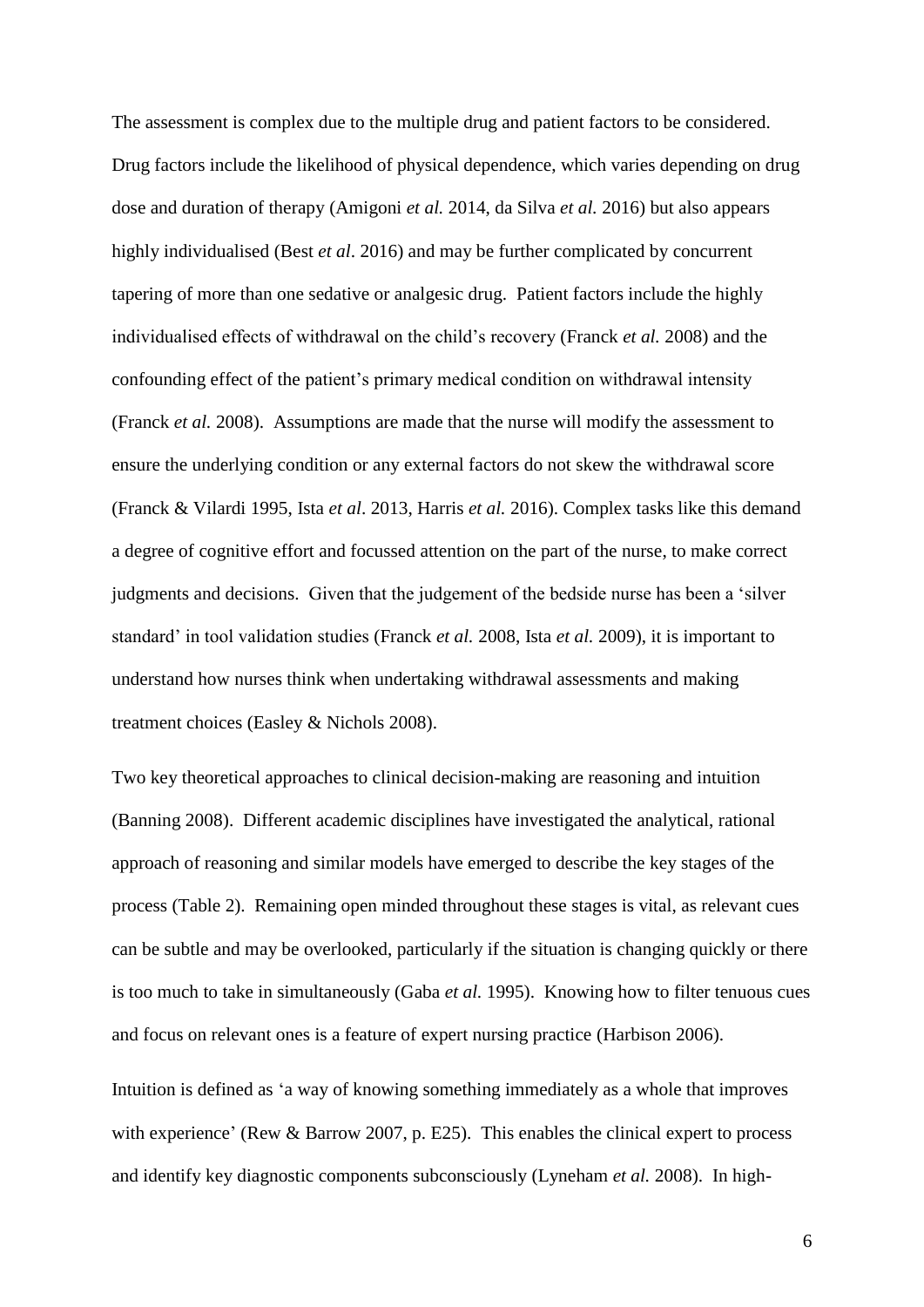The assessment is complex due to the multiple drug and patient factors to be considered. Drug factors include the likelihood of physical dependence, which varies depending on drug dose and duration of therapy (Amigoni *et al.* 2014, da Silva *et al.* 2016) but also appears highly individualised (Best *et al*. 2016) and may be further complicated by concurrent tapering of more than one sedative or analgesic drug. Patient factors include the highly individualised effects of withdrawal on the child's recovery (Franck *et al.* 2008) and the confounding effect of the patient's primary medical condition on withdrawal intensity (Franck *et al.* 2008). Assumptions are made that the nurse will modify the assessment to ensure the underlying condition or any external factors do not skew the withdrawal score (Franck & Vilardi 1995, Ista *et al*. 2013, Harris *et al.* 2016). Complex tasks like this demand a degree of cognitive effort and focussed attention on the part of the nurse, to make correct judgments and decisions. Given that the judgement of the bedside nurse has been a 'silver standard' in tool validation studies (Franck *et al.* 2008, Ista *et al.* 2009), it is important to understand how nurses think when undertaking withdrawal assessments and making treatment choices (Easley & Nichols 2008).

Two key theoretical approaches to clinical decision-making are reasoning and intuition (Banning 2008). Different academic disciplines have investigated the analytical, rational approach of reasoning and similar models have emerged to describe the key stages of the process (Table 2). Remaining open minded throughout these stages is vital, as relevant cues can be subtle and may be overlooked, particularly if the situation is changing quickly or there is too much to take in simultaneously (Gaba *et al.* 1995). Knowing how to filter tenuous cues and focus on relevant ones is a feature of expert nursing practice (Harbison 2006).

Intuition is defined as 'a way of knowing something immediately as a whole that improves with experience' (Rew & Barrow 2007, p. E25). This enables the clinical expert to process and identify key diagnostic components subconsciously (Lyneham *et al.* 2008). In high-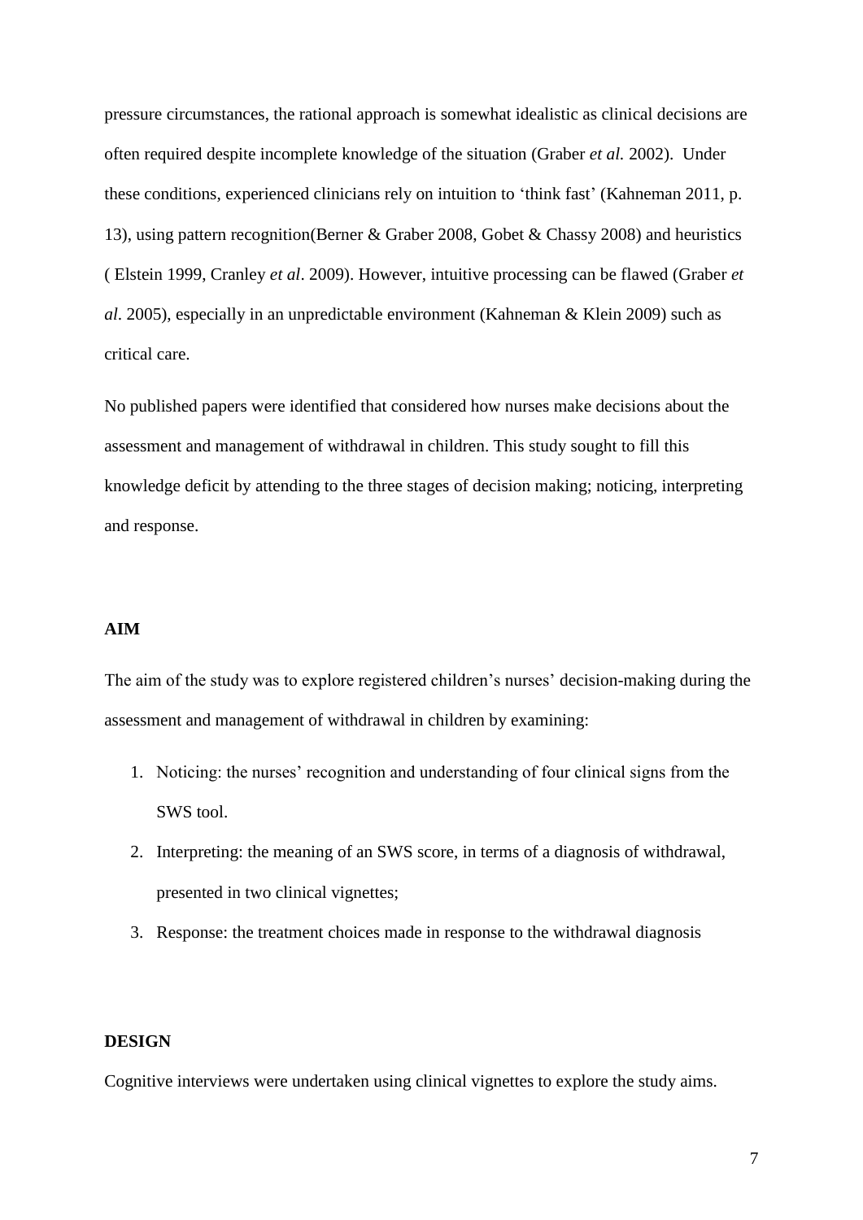pressure circumstances, the rational approach is somewhat idealistic as clinical decisions are often required despite incomplete knowledge of the situation (Graber *et al.* 2002). Under these conditions, experienced clinicians rely on intuition to 'think fast' (Kahneman 2011, p. 13), using pattern recognition(Berner & Graber 2008, Gobet & Chassy 2008) and heuristics ( Elstein 1999, Cranley *et al*. 2009). However, intuitive processing can be flawed (Graber *et al*. 2005), especially in an unpredictable environment (Kahneman & Klein 2009) such as critical care.

No published papers were identified that considered how nurses make decisions about the assessment and management of withdrawal in children. This study sought to fill this knowledge deficit by attending to the three stages of decision making; noticing, interpreting and response.

**AIM**

The aim of the study was to explore registered children's nurses' decision-making during the assessment and management of withdrawal in children by examining:

1. Noticing: the nurses' recognition and understanding of four clinical signs from the SWS tool.
2. Interpreting: the meaning of an SWS score, in terms of a diagnosis of withdrawal, presented in two clinical vignettes;
3. Response: the treatment choices made in response to the withdrawal diagnosis

**DESIGN**

Cognitive interviews were undertaken using clinical vignettes to explore the study aims.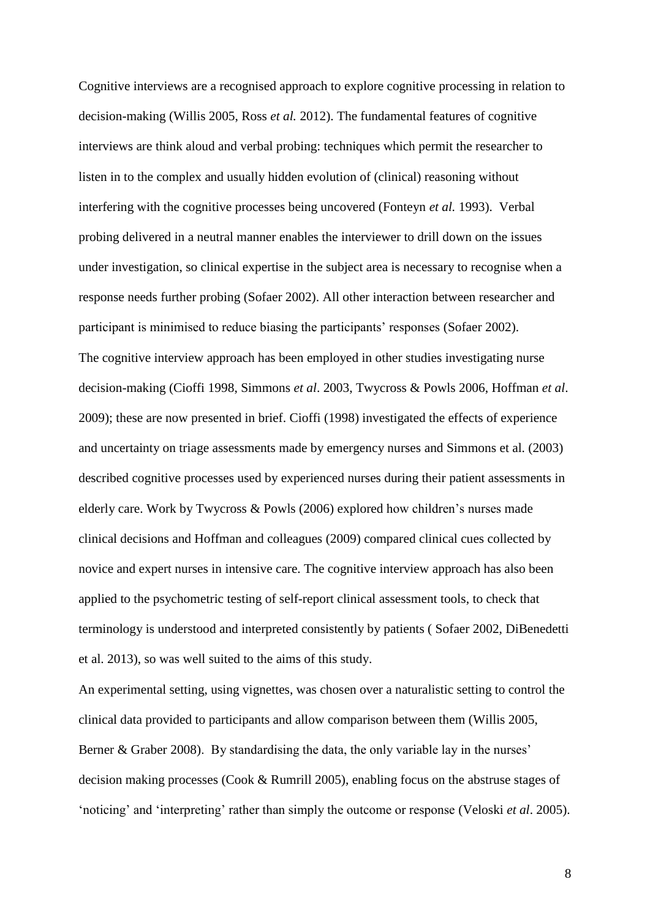Cognitive interviews are a recognised approach to explore cognitive processing in relation to decision-making (Willis 2005, Ross *et al.* 2012). The fundamental features of cognitive interviews are think aloud and verbal probing: techniques which permit the researcher to listen in to the complex and usually hidden evolution of (clinical) reasoning without interfering with the cognitive processes being uncovered (Fonteyn *et al.* 1993). Verbal probing delivered in a neutral manner enables the interviewer to drill down on the issues under investigation, so clinical expertise in the subject area is necessary to recognise when a response needs further probing (Sofaer 2002). All other interaction between researcher and participant is minimised to reduce biasing the participants' responses (Sofaer 2002).

The cognitive interview approach has been employed in other studies investigating nurse decision-making (Cioffi 1998, Simmons *et al*. 2003, Twycross & Powls 2006, Hoffman *et al*. 2009); these are now presented in brief. Cioffi (1998) investigated the effects of experience and uncertainty on triage assessments made by emergency nurses and Simmons et al. (2003) described cognitive processes used by experienced nurses during their patient assessments in elderly care. Work by Twycross & Powls (2006) explored how children's nurses made clinical decisions and Hoffman and colleagues (2009) compared clinical cues collected by novice and expert nurses in intensive care. The cognitive interview approach has also been applied to the psychometric testing of self-report clinical assessment tools, to check that terminology is understood and interpreted consistently by patients ( Sofaer 2002, DiBenedetti et al. 2013), so was well suited to the aims of this study.

An experimental setting, using vignettes, was chosen over a naturalistic setting to control the clinical data provided to participants and allow comparison between them (Willis 2005, Berner & Graber 2008). By standardising the data, the only variable lay in the nurses' decision making processes (Cook & Rumrill 2005), enabling focus on the abstruse stages of 'noticing' and 'interpreting' rather than simply the outcome or response (Veloski *et al*. 2005).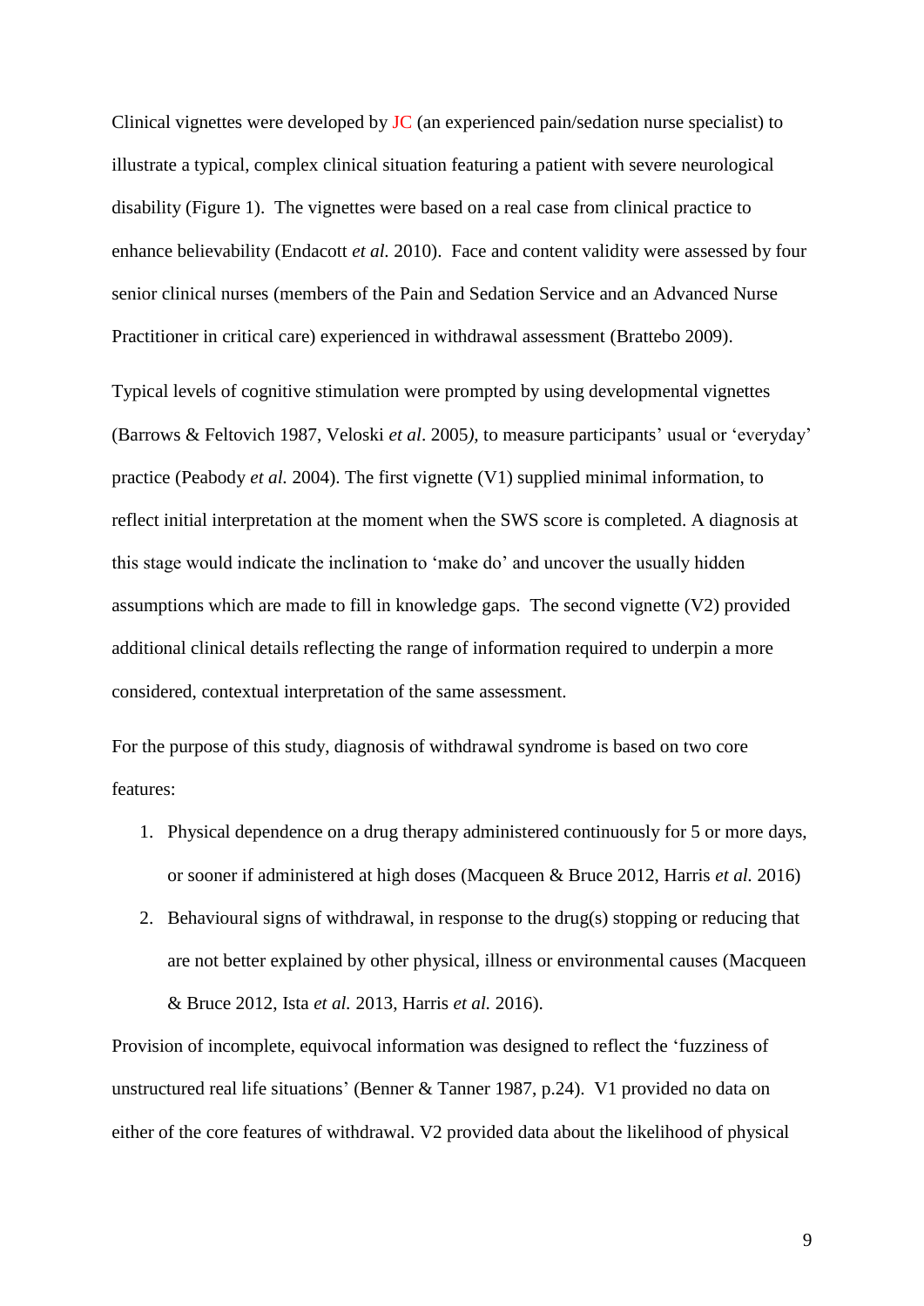Clinical vignettes were developed by JC (an experienced pain/sedation nurse specialist) to illustrate a typical, complex clinical situation featuring a patient with severe neurological disability (Figure 1). The vignettes were based on a real case from clinical practice to enhance believability (Endacott *et al.* 2010). Face and content validity were assessed by four senior clinical nurses (members of the Pain and Sedation Service and an Advanced Nurse Practitioner in critical care) experienced in withdrawal assessment (Brattebo 2009).

Typical levels of cognitive stimulation were prompted by using developmental vignettes (Barrows & Feltovich 1987, Veloski *et al*. 2005*)*, to measure participants' usual or 'everyday' practice (Peabody *et al.* 2004). The first vignette (V1) supplied minimal information, to reflect initial interpretation at the moment when the SWS score is completed. A diagnosis at this stage would indicate the inclination to 'make do' and uncover the usually hidden assumptions which are made to fill in knowledge gaps. The second vignette (V2) provided additional clinical details reflecting the range of information required to underpin a more considered, contextual interpretation of the same assessment.

For the purpose of this study, diagnosis of withdrawal syndrome is based on two core features:

1. Physical dependence on a drug therapy administered continuously for 5 or more days, or sooner if administered at high doses (Macqueen & Bruce 2012, Harris *et al.* 2016)
2. Behavioural signs of withdrawal, in response to the drug(s) stopping or reducing that are not better explained by other physical, illness or environmental causes (Macqueen & Bruce 2012, Ista *et al.* 2013, Harris *et al.* 2016).

Provision of incomplete, equivocal information was designed to reflect the 'fuzziness of unstructured real life situations' (Benner & Tanner 1987, p.24). V1 provided no data on either of the core features of withdrawal. V2 provided data about the likelihood of physical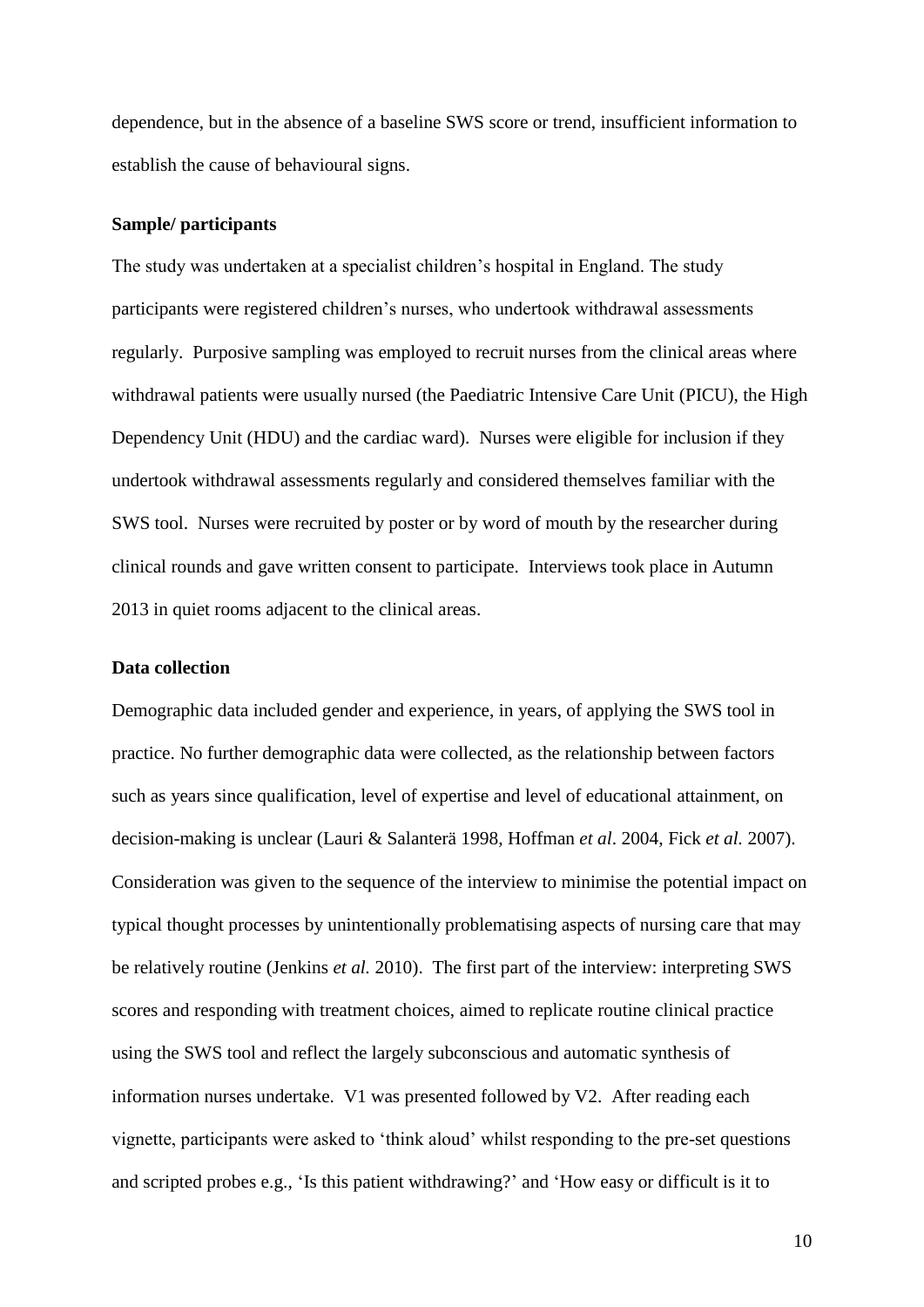dependence, but in the absence of a baseline SWS score or trend, insufficient information to establish the cause of behavioural signs.

**Sample/ participants**

The study was undertaken at a specialist children's hospital in England. The study participants were registered children's nurses, who undertook withdrawal assessments regularly. Purposive sampling was employed to recruit nurses from the clinical areas where withdrawal patients were usually nursed (the Paediatric Intensive Care Unit (PICU), the High Dependency Unit (HDU) and the cardiac ward). Nurses were eligible for inclusion if they undertook withdrawal assessments regularly and considered themselves familiar with the SWS tool. Nurses were recruited by poster or by word of mouth by the researcher during clinical rounds and gave written consent to participate. Interviews took place in Autumn 2013 in quiet rooms adjacent to the clinical areas.

**Data collection**

Demographic data included gender and experience, in years, of applying the SWS tool in practice. No further demographic data were collected, as the relationship between factors such as years since qualification, level of expertise and level of educational attainment, on decision-making is unclear (Lauri & Salanterä 1998, Hoffman *et al*. 2004, Fick *et al.* 2007). Consideration was given to the sequence of the interview to minimise the potential impact on typical thought processes by unintentionally problematising aspects of nursing care that may be relatively routine (Jenkins *et al.* 2010). The first part of the interview: interpreting SWS scores and responding with treatment choices, aimed to replicate routine clinical practice using the SWS tool and reflect the largely subconscious and automatic synthesis of information nurses undertake. V1 was presented followed by V2. After reading each vignette, participants were asked to 'think aloud' whilst responding to the pre-set questions and scripted probes e.g., 'Is this patient withdrawing?' and 'How easy or difficult is it to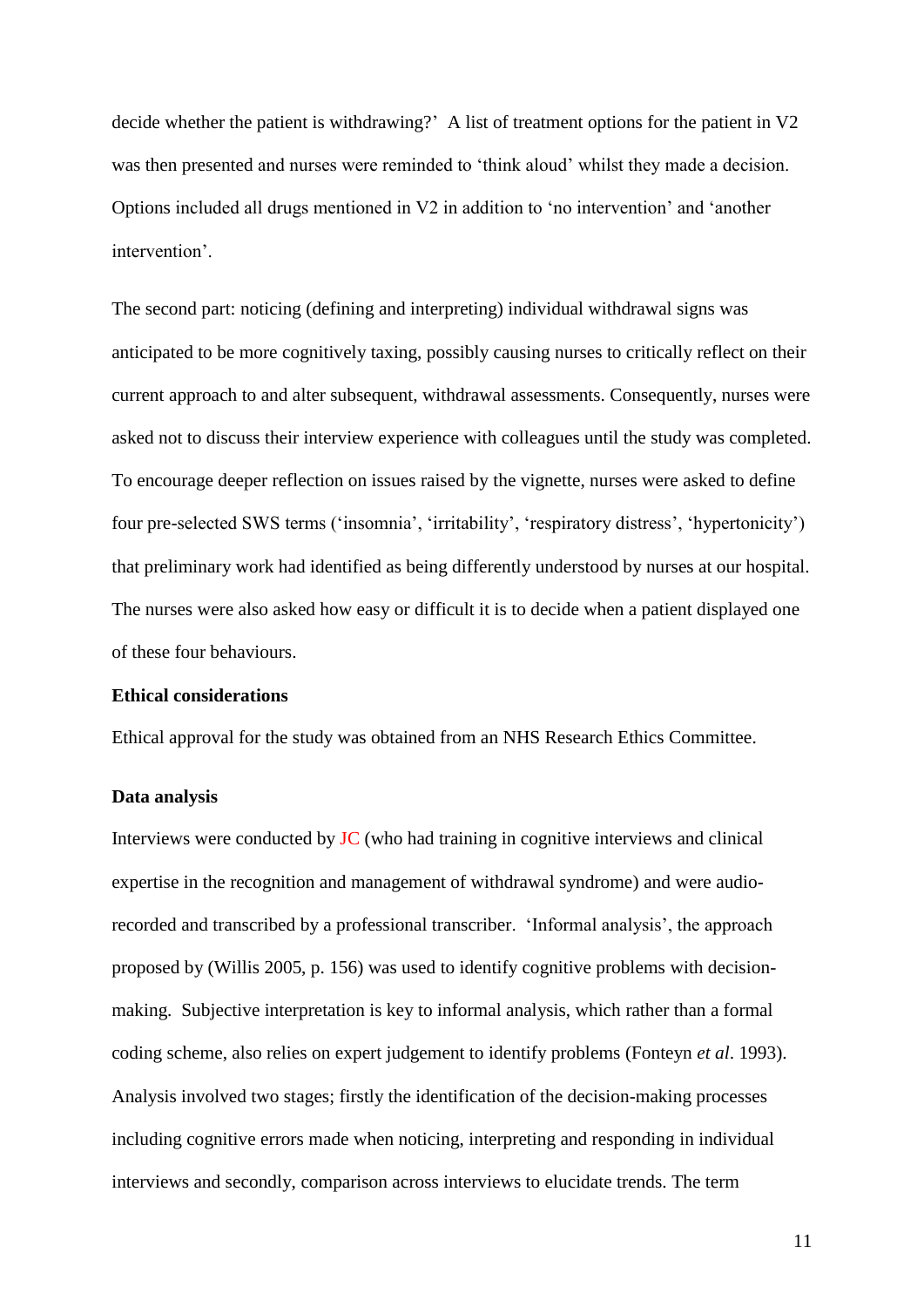decide whether the patient is withdrawing?' A list of treatment options for the patient in V2 was then presented and nurses were reminded to 'think aloud' whilst they made a decision. Options included all drugs mentioned in V2 in addition to 'no intervention' and 'another intervention'.

The second part: noticing (defining and interpreting) individual withdrawal signs was anticipated to be more cognitively taxing, possibly causing nurses to critically reflect on their current approach to and alter subsequent, withdrawal assessments. Consequently, nurses were asked not to discuss their interview experience with colleagues until the study was completed. To encourage deeper reflection on issues raised by the vignette, nurses were asked to define four pre-selected SWS terms ('insomnia', 'irritability', 'respiratory distress', 'hypertonicity') that preliminary work had identified as being differently understood by nurses at our hospital. The nurses were also asked how easy or difficult it is to decide when a patient displayed one of these four behaviours.

**Ethical considerations**

Ethical approval for the study was obtained from an NHS Research Ethics Committee.

**Data analysis**

Interviews were conducted by JC (who had training in cognitive interviews and clinical expertise in the recognition and management of withdrawal syndrome) and were audio-recorded and transcribed by a professional transcriber. 'Informal analysis', the approach proposed by (Willis 2005, p. 156) was used to identify cognitive problems with decision-making. Subjective interpretation is key to informal analysis, which rather than a formal coding scheme, also relies on expert judgement to identify problems (Fonteyn *et al*. 1993). Analysis involved two stages; firstly the identification of the decision-making processes including cognitive errors made when noticing, interpreting and responding in individual interviews and secondly, comparison across interviews to elucidate trends. The term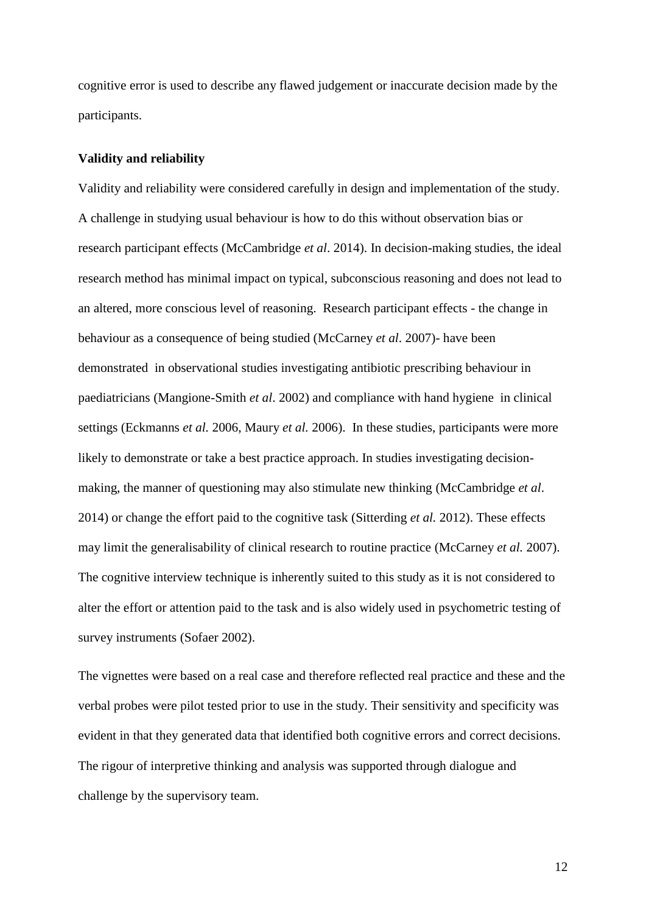cognitive error is used to describe any flawed judgement or inaccurate decision made by the participants.

**Validity and reliability**

Validity and reliability were considered carefully in design and implementation of the study. A challenge in studying usual behaviour is how to do this without observation bias or research participant effects (McCambridge *et al*. 2014). In decision-making studies, the ideal research method has minimal impact on typical, subconscious reasoning and does not lead to an altered, more conscious level of reasoning. Research participant effects - the change in behaviour as a consequence of being studied (McCarney *et al*. 2007)- have been demonstrated in observational studies investigating antibiotic prescribing behaviour in paediatricians (Mangione-Smith *et al*. 2002) and compliance with hand hygiene in clinical settings (Eckmanns *et al.* 2006, Maury *et al.* 2006). In these studies, participants were more likely to demonstrate or take a best practice approach. In studies investigating decision-making, the manner of questioning may also stimulate new thinking (McCambridge *et al*. 2014) or change the effort paid to the cognitive task (Sitterding *et al.* 2012). These effects may limit the generalisability of clinical research to routine practice (McCarney *et al.* 2007). The cognitive interview technique is inherently suited to this study as it is not considered to alter the effort or attention paid to the task and is also widely used in psychometric testing of survey instruments (Sofaer 2002).

The vignettes were based on a real case and therefore reflected real practice and these and the verbal probes were pilot tested prior to use in the study. Their sensitivity and specificity was evident in that they generated data that identified both cognitive errors and correct decisions. The rigour of interpretive thinking and analysis was supported through dialogue and challenge by the supervisory team.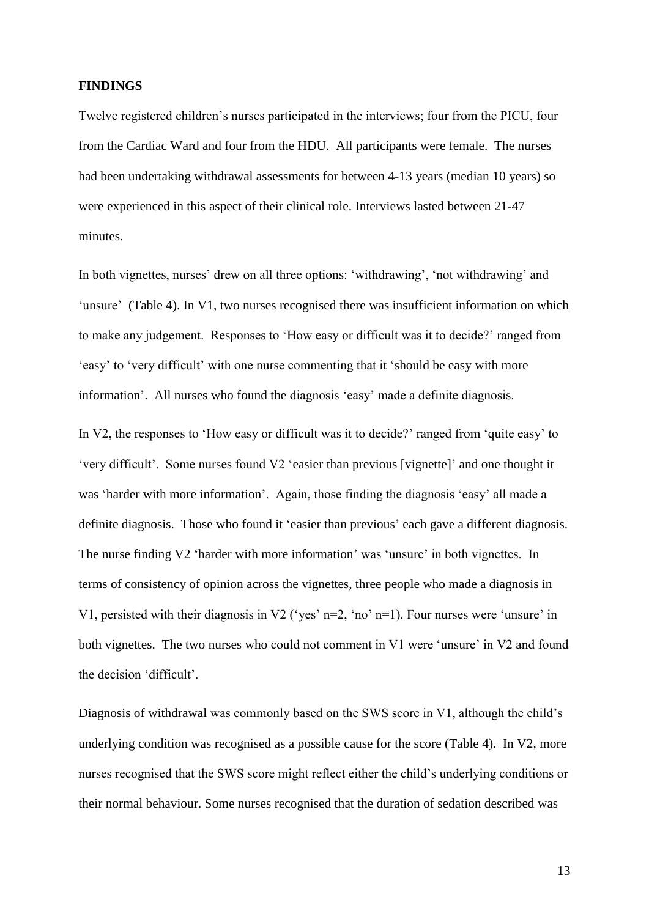**FINDINGS**

Twelve registered children's nurses participated in the interviews; four from the PICU, four from the Cardiac Ward and four from the HDU. All participants were female. The nurses had been undertaking withdrawal assessments for between 4-13 years (median 10 years) so were experienced in this aspect of their clinical role. Interviews lasted between 21-47 minutes.

In both vignettes, nurses' drew on all three options: 'withdrawing', 'not withdrawing' and 'unsure' (Table 4). In V1, two nurses recognised there was insufficient information on which to make any judgement. Responses to 'How easy or difficult was it to decide?' ranged from 'easy' to 'very difficult' with one nurse commenting that it 'should be easy with more information'. All nurses who found the diagnosis 'easy' made a definite diagnosis.

In V2, the responses to 'How easy or difficult was it to decide?' ranged from 'quite easy' to 'very difficult'. Some nurses found V2 'easier than previous [vignette]' and one thought it was 'harder with more information'. Again, those finding the diagnosis 'easy' all made a definite diagnosis. Those who found it 'easier than previous' each gave a different diagnosis. The nurse finding V2 'harder with more information' was 'unsure' in both vignettes. In terms of consistency of opinion across the vignettes, three people who made a diagnosis in V1, persisted with their diagnosis in V2 ('yes' n=2, 'no' n=1). Four nurses were 'unsure' in both vignettes. The two nurses who could not comment in V1 were 'unsure' in V2 and found the decision 'difficult'.

Diagnosis of withdrawal was commonly based on the SWS score in V1, although the child's underlying condition was recognised as a possible cause for the score (Table 4). In V2, more nurses recognised that the SWS score might reflect either the child's underlying conditions or their normal behaviour. Some nurses recognised that the duration of sedation described was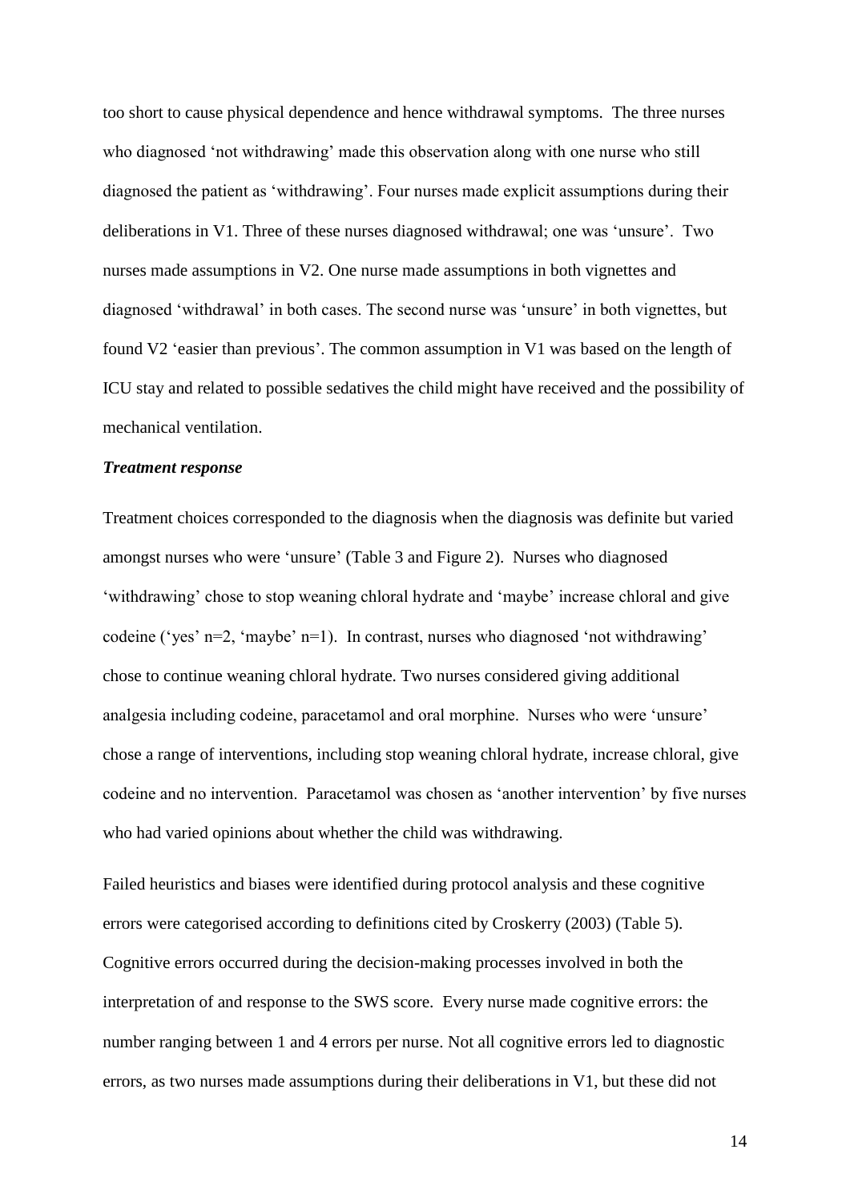too short to cause physical dependence and hence withdrawal symptoms. The three nurses who diagnosed 'not withdrawing' made this observation along with one nurse who still diagnosed the patient as 'withdrawing'. Four nurses made explicit assumptions during their deliberations in V1. Three of these nurses diagnosed withdrawal; one was 'unsure'. Two nurses made assumptions in V2. One nurse made assumptions in both vignettes and diagnosed 'withdrawal' in both cases. The second nurse was 'unsure' in both vignettes, but found V2 'easier than previous'. The common assumption in V1 was based on the length of ICU stay and related to possible sedatives the child might have received and the possibility of mechanical ventilation.

***Treatment response***

Treatment choices corresponded to the diagnosis when the diagnosis was definite but varied amongst nurses who were 'unsure' (Table 3 and Figure 2). Nurses who diagnosed 'withdrawing' chose to stop weaning chloral hydrate and 'maybe' increase chloral and give codeine ('yes' n=2, 'maybe' n=1). In contrast, nurses who diagnosed 'not withdrawing' chose to continue weaning chloral hydrate. Two nurses considered giving additional analgesia including codeine, paracetamol and oral morphine. Nurses who were 'unsure' chose a range of interventions, including stop weaning chloral hydrate, increase chloral, give codeine and no intervention. Paracetamol was chosen as 'another intervention' by five nurses who had varied opinions about whether the child was withdrawing.

Failed heuristics and biases were identified during protocol analysis and these cognitive errors were categorised according to definitions cited by Croskerry (2003) (Table 5). Cognitive errors occurred during the decision-making processes involved in both the interpretation of and response to the SWS score. Every nurse made cognitive errors: the number ranging between 1 and 4 errors per nurse. Not all cognitive errors led to diagnostic errors, as two nurses made assumptions during their deliberations in V1, but these did not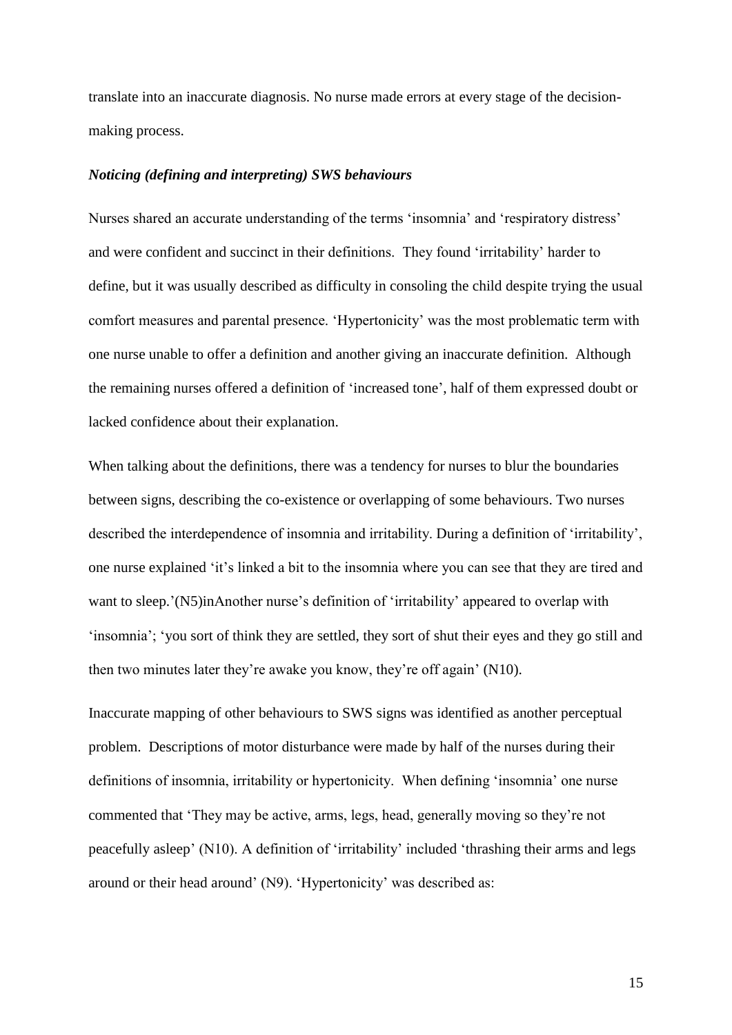translate into an inaccurate diagnosis. No nurse made errors at every stage of the decision-making process.

### *Noticing (defining and interpreting) SWS behaviours*

Nurses shared an accurate understanding of the terms 'insomnia' and 'respiratory distress' and were confident and succinct in their definitions. They found 'irritability' harder to define, but it was usually described as difficulty in consoling the child despite trying the usual comfort measures and parental presence. 'Hypertonicity' was the most problematic term with one nurse unable to offer a definition and another giving an inaccurate definition. Although the remaining nurses offered a definition of 'increased tone', half of them expressed doubt or lacked confidence about their explanation.

When talking about the definitions, there was a tendency for nurses to blur the boundaries between signs, describing the co-existence or overlapping of some behaviours. Two nurses described the interdependence of insomnia and irritability. During a definition of 'irritability', one nurse explained 'it's linked a bit to the insomnia where you can see that they are tired and want to sleep.'(N5)inAnother nurse's definition of 'irritability' appeared to overlap with 'insomnia'; 'you sort of think they are settled, they sort of shut their eyes and they go still and then two minutes later they're awake you know, they're off again' (N10).

Inaccurate mapping of other behaviours to SWS signs was identified as another perceptual problem. Descriptions of motor disturbance were made by half of the nurses during their definitions of insomnia, irritability or hypertonicity. When defining 'insomnia' one nurse commented that 'They may be active, arms, legs, head, generally moving so they're not peacefully asleep' (N10). A definition of 'irritability' included 'thrashing their arms and legs around or their head around' (N9). 'Hypertonicity' was described as: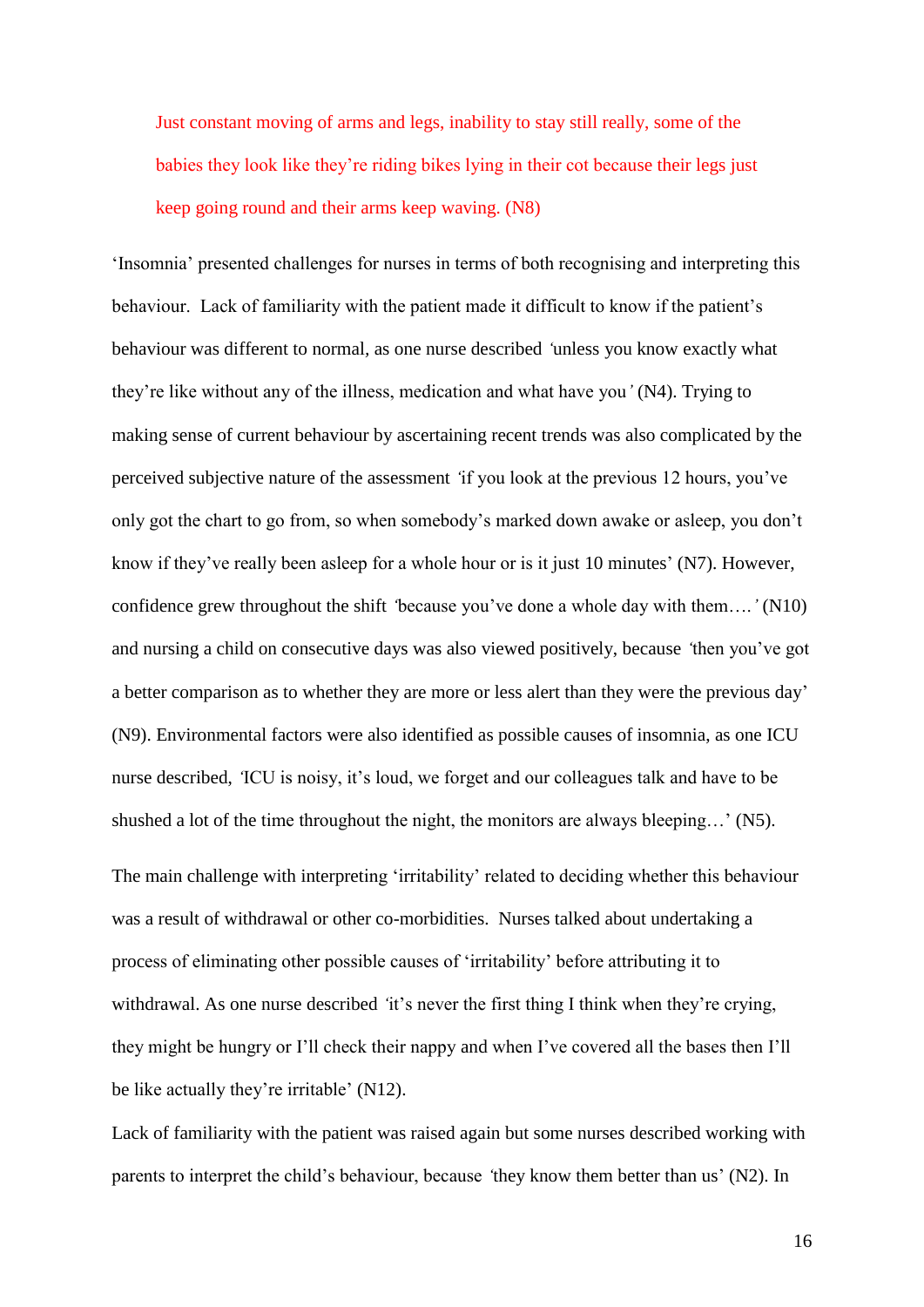> Just constant moving of arms and legs, inability to stay still really, some of the babies they look like they're riding bikes lying in their cot because their legs just keep going round and their arms keep waving. (N8)

'Insomnia' presented challenges for nurses in terms of both recognising and interpreting this behaviour. Lack of familiarity with the patient made it difficult to know if the patient's behaviour was different to normal, as one nurse described *'unless you know exactly what they're like without any of the illness, medication and what have you'* (N4). Trying to making sense of current behaviour by ascertaining recent trends was also complicated by the perceived subjective nature of the assessment *'if you look at the previous 12 hours, you've only got the chart to go from, so when somebody's marked down awake or asleep, you don't know if they've really been asleep for a whole hour or is it just 10 minutes'* (N7). However, confidence grew throughout the shift *'because you've done a whole day with them….'* (N10) and nursing a child on consecutive days was also viewed positively, because *'then you've got a better comparison as to whether they are more or less alert than they were the previous day'* (N9). Environmental factors were also identified as possible causes of insomnia, as one ICU nurse described, *'ICU is noisy, it's loud, we forget and our colleagues talk and have to be shushed a lot of the time throughout the night, the monitors are always bleeping…'* (N5).

The main challenge with interpreting 'irritability' related to deciding whether this behaviour was a result of withdrawal or other co-morbidities. Nurses talked about undertaking a process of eliminating other possible causes of 'irritability' before attributing it to withdrawal. As one nurse described *'it's never the first thing I think when they're crying, they might be hungry or I'll check their nappy and when I've covered all the bases then I'll be like actually they're irritable'* (N12).

Lack of familiarity with the patient was raised again but some nurses described working with parents to interpret the child's behaviour, because *'they know them better than us'* (N2). In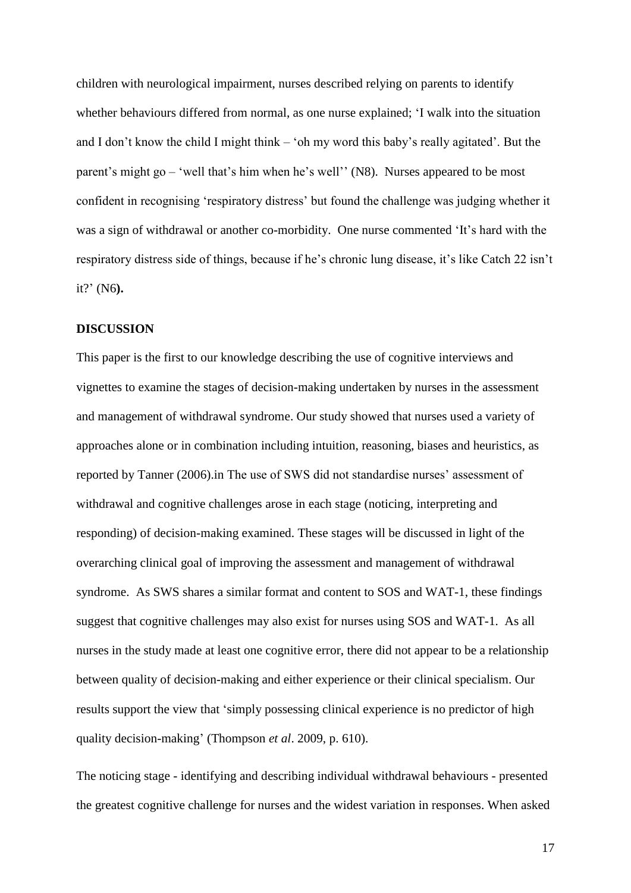children with neurological impairment, nurses described relying on parents to identify whether behaviours differed from normal, as one nurse explained; 'I walk into the situation and I don't know the child I might think – 'oh my word this baby's really agitated'. But the parent's might go – 'well that's him when he's well'' (N8). Nurses appeared to be most confident in recognising 'respiratory distress' but found the challenge was judging whether it was a sign of withdrawal or another co-morbidity. One nurse commented 'It's hard with the respiratory distress side of things, because if he's chronic lung disease, it's like Catch 22 isn't it?' (N6**).**

## DISCUSSION

This paper is the first to our knowledge describing the use of cognitive interviews and vignettes to examine the stages of decision-making undertaken by nurses in the assessment and management of withdrawal syndrome. Our study showed that nurses used a variety of approaches alone or in combination including intuition, reasoning, biases and heuristics, as reported by Tanner (2006).in The use of SWS did not standardise nurses' assessment of withdrawal and cognitive challenges arose in each stage (noticing, interpreting and responding) of decision-making examined. These stages will be discussed in light of the overarching clinical goal of improving the assessment and management of withdrawal syndrome. As SWS shares a similar format and content to SOS and WAT-1, these findings suggest that cognitive challenges may also exist for nurses using SOS and WAT-1. As all nurses in the study made at least one cognitive error, there did not appear to be a relationship between quality of decision-making and either experience or their clinical specialism. Our results support the view that 'simply possessing clinical experience is no predictor of high quality decision-making' (Thompson *et al*. 2009, p. 610).

The noticing stage - identifying and describing individual withdrawal behaviours - presented the greatest cognitive challenge for nurses and the widest variation in responses. When asked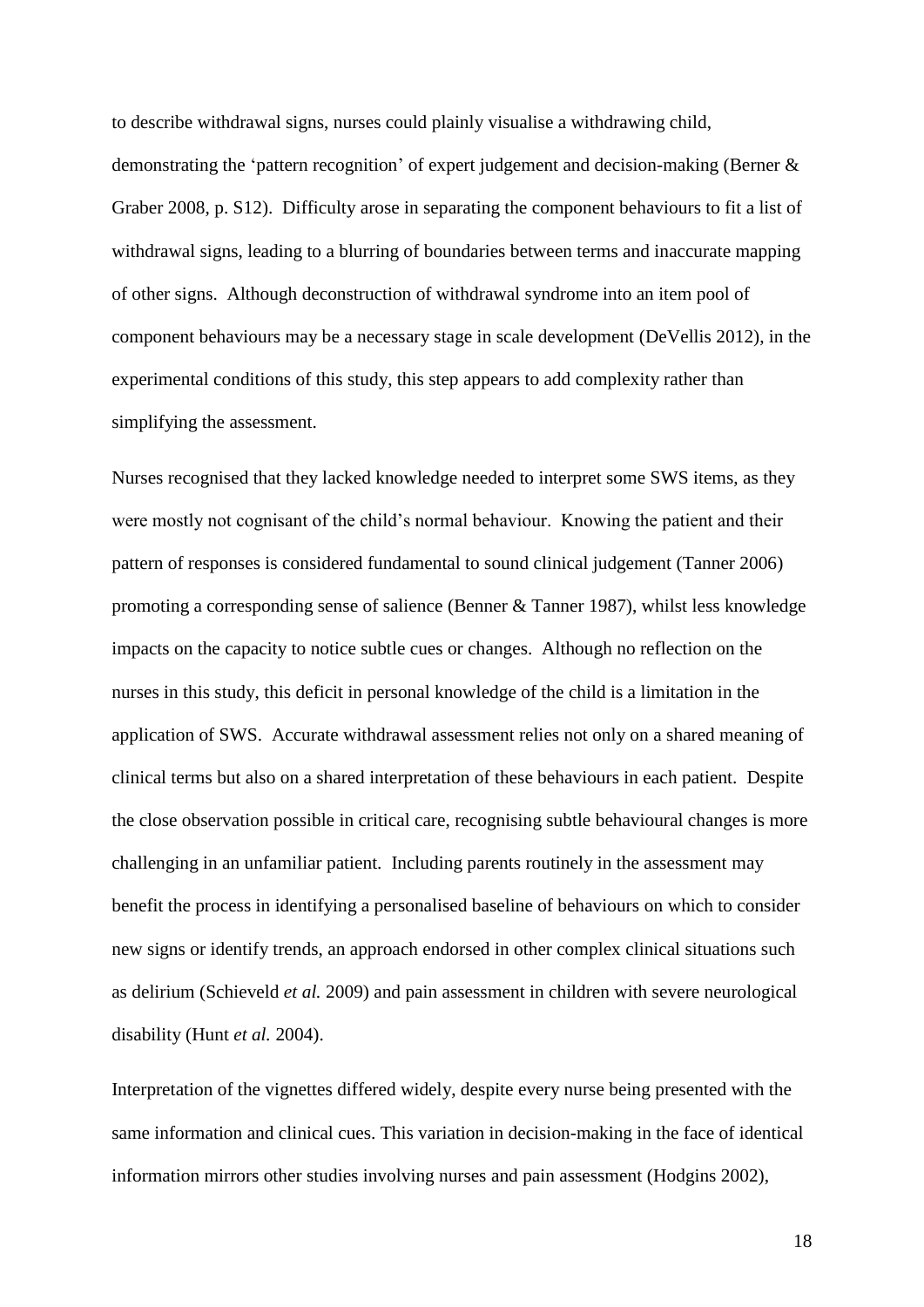to describe withdrawal signs, nurses could plainly visualise a withdrawing child, demonstrating the 'pattern recognition' of expert judgement and decision-making (Berner & Graber 2008, p. S12). Difficulty arose in separating the component behaviours to fit a list of withdrawal signs, leading to a blurring of boundaries between terms and inaccurate mapping of other signs. Although deconstruction of withdrawal syndrome into an item pool of component behaviours may be a necessary stage in scale development (DeVellis 2012), in the experimental conditions of this study, this step appears to add complexity rather than simplifying the assessment.

Nurses recognised that they lacked knowledge needed to interpret some SWS items, as they were mostly not cognisant of the child's normal behaviour. Knowing the patient and their pattern of responses is considered fundamental to sound clinical judgement (Tanner 2006) promoting a corresponding sense of salience (Benner & Tanner 1987), whilst less knowledge impacts on the capacity to notice subtle cues or changes. Although no reflection on the nurses in this study, this deficit in personal knowledge of the child is a limitation in the application of SWS. Accurate withdrawal assessment relies not only on a shared meaning of clinical terms but also on a shared interpretation of these behaviours in each patient. Despite the close observation possible in critical care, recognising subtle behavioural changes is more challenging in an unfamiliar patient. Including parents routinely in the assessment may benefit the process in identifying a personalised baseline of behaviours on which to consider new signs or identify trends, an approach endorsed in other complex clinical situations such as delirium (Schieveld *et al.* 2009) and pain assessment in children with severe neurological disability (Hunt *et al.* 2004).

Interpretation of the vignettes differed widely, despite every nurse being presented with the same information and clinical cues. This variation in decision-making in the face of identical information mirrors other studies involving nurses and pain assessment (Hodgins 2002),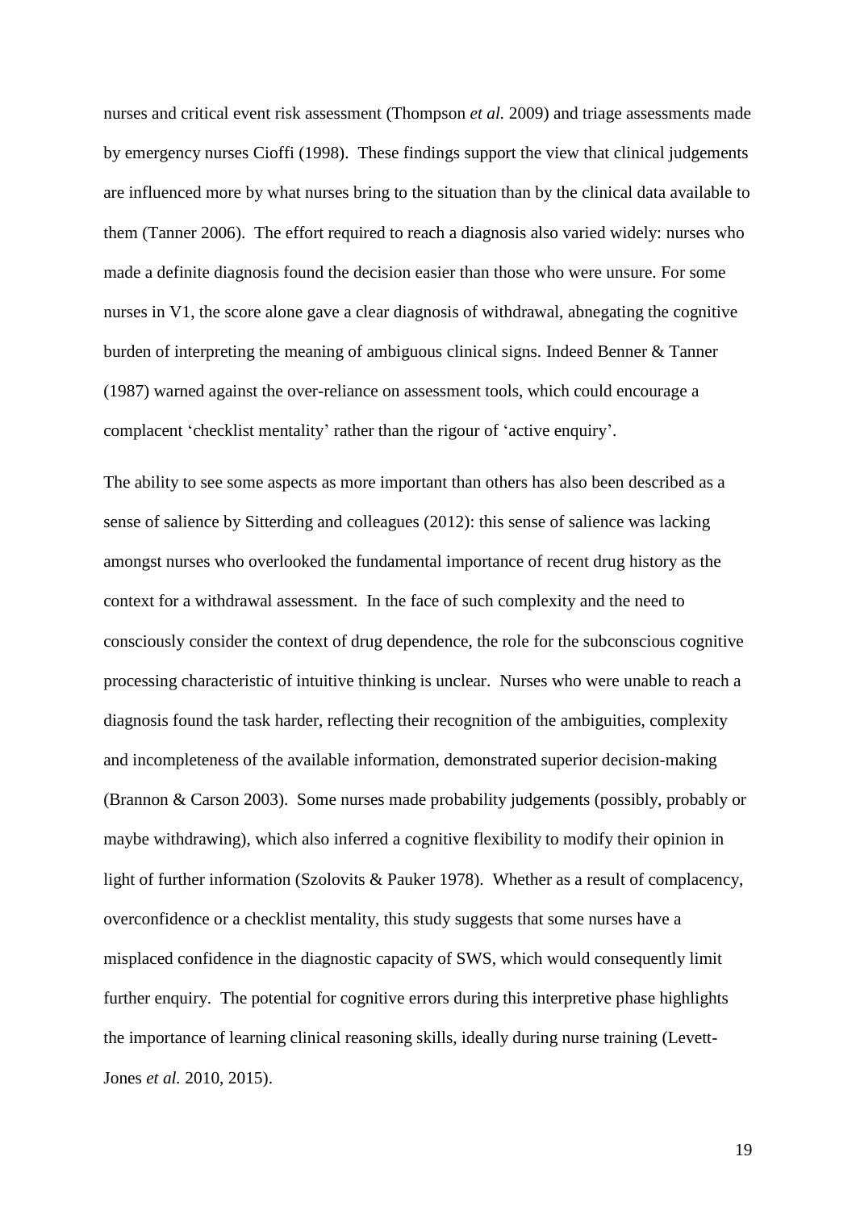nurses and critical event risk assessment (Thompson *et al.* 2009) and triage assessments made by emergency nurses Cioffi (1998). These findings support the view that clinical judgements are influenced more by what nurses bring to the situation than by the clinical data available to them (Tanner 2006). The effort required to reach a diagnosis also varied widely: nurses who made a definite diagnosis found the decision easier than those who were unsure. For some nurses in V1, the score alone gave a clear diagnosis of withdrawal, abnegating the cognitive burden of interpreting the meaning of ambiguous clinical signs. Indeed Benner & Tanner (1987) warned against the over-reliance on assessment tools, which could encourage a complacent 'checklist mentality' rather than the rigour of 'active enquiry'.

The ability to see some aspects as more important than others has also been described as a sense of salience by Sitterding and colleagues (2012): this sense of salience was lacking amongst nurses who overlooked the fundamental importance of recent drug history as the context for a withdrawal assessment. In the face of such complexity and the need to consciously consider the context of drug dependence, the role for the subconscious cognitive processing characteristic of intuitive thinking is unclear. Nurses who were unable to reach a diagnosis found the task harder, reflecting their recognition of the ambiguities, complexity and incompleteness of the available information, demonstrated superior decision-making (Brannon & Carson 2003). Some nurses made probability judgements (possibly, probably or maybe withdrawing), which also inferred a cognitive flexibility to modify their opinion in light of further information (Szolovits & Pauker 1978). Whether as a result of complacency, overconfidence or a checklist mentality, this study suggests that some nurses have a misplaced confidence in the diagnostic capacity of SWS, which would consequently limit further enquiry. The potential for cognitive errors during this interpretive phase highlights the importance of learning clinical reasoning skills, ideally during nurse training (Levett-Jones *et al.* 2010, 2015).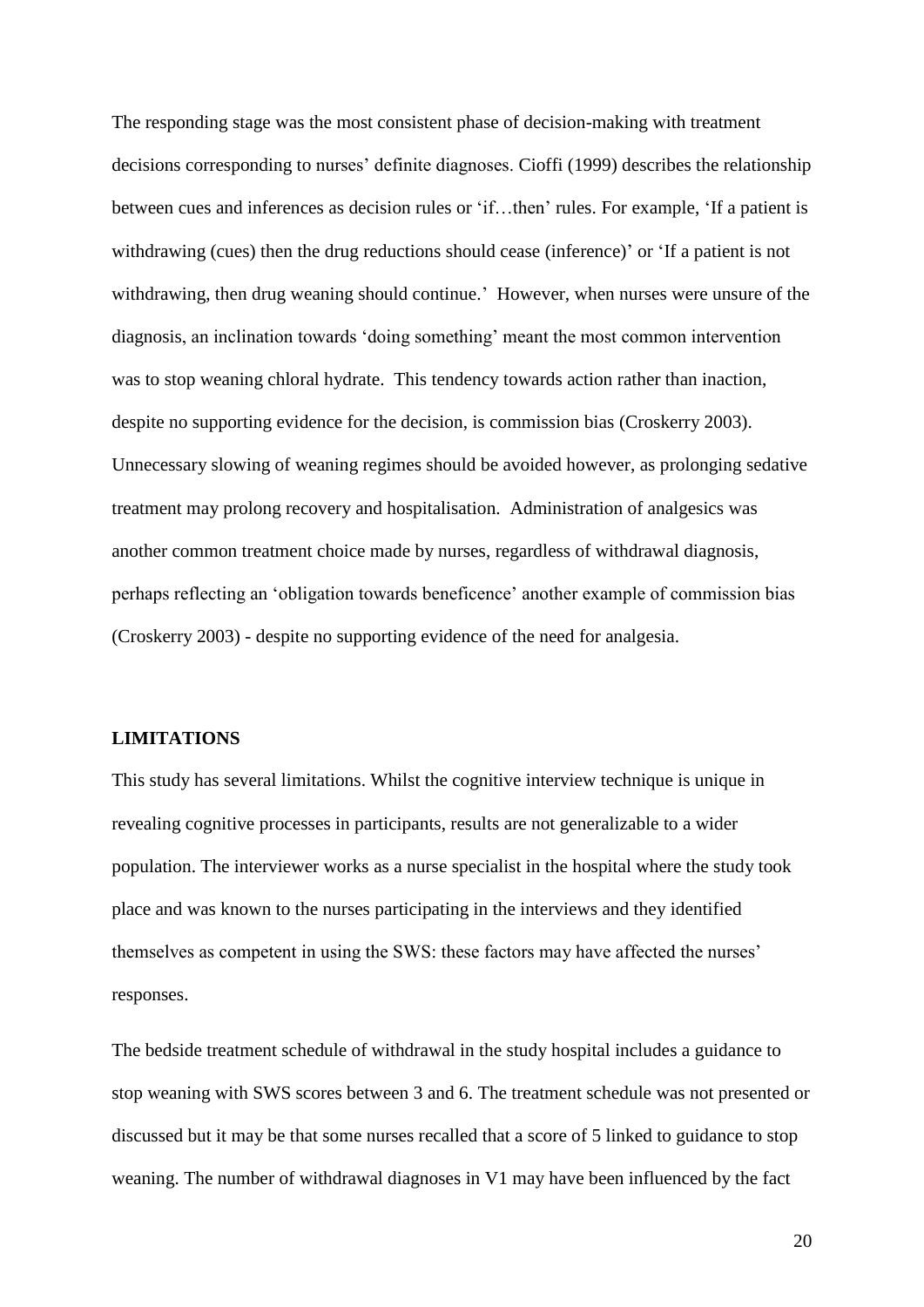The responding stage was the most consistent phase of decision-making with treatment decisions corresponding to nurses' definite diagnoses. Cioffi (1999) describes the relationship between cues and inferences as decision rules or 'if…then' rules. For example, 'If a patient is withdrawing (cues) then the drug reductions should cease (inference)' or 'If a patient is not withdrawing, then drug weaning should continue.' However, when nurses were unsure of the diagnosis, an inclination towards 'doing something' meant the most common intervention was to stop weaning chloral hydrate. This tendency towards action rather than inaction, despite no supporting evidence for the decision, is commission bias (Croskerry 2003). Unnecessary slowing of weaning regimes should be avoided however, as prolonging sedative treatment may prolong recovery and hospitalisation. Administration of analgesics was another common treatment choice made by nurses, regardless of withdrawal diagnosis, perhaps reflecting an 'obligation towards beneficence' another example of commission bias (Croskerry 2003) - despite no supporting evidence of the need for analgesia.

## LIMITATIONS

This study has several limitations. Whilst the cognitive interview technique is unique in revealing cognitive processes in participants, results are not generalizable to a wider population. The interviewer works as a nurse specialist in the hospital where the study took place and was known to the nurses participating in the interviews and they identified themselves as competent in using the SWS: these factors may have affected the nurses' responses.

The bedside treatment schedule of withdrawal in the study hospital includes a guidance to stop weaning with SWS scores between 3 and 6. The treatment schedule was not presented or discussed but it may be that some nurses recalled that a score of 5 linked to guidance to stop weaning. The number of withdrawal diagnoses in V1 may have been influenced by the fact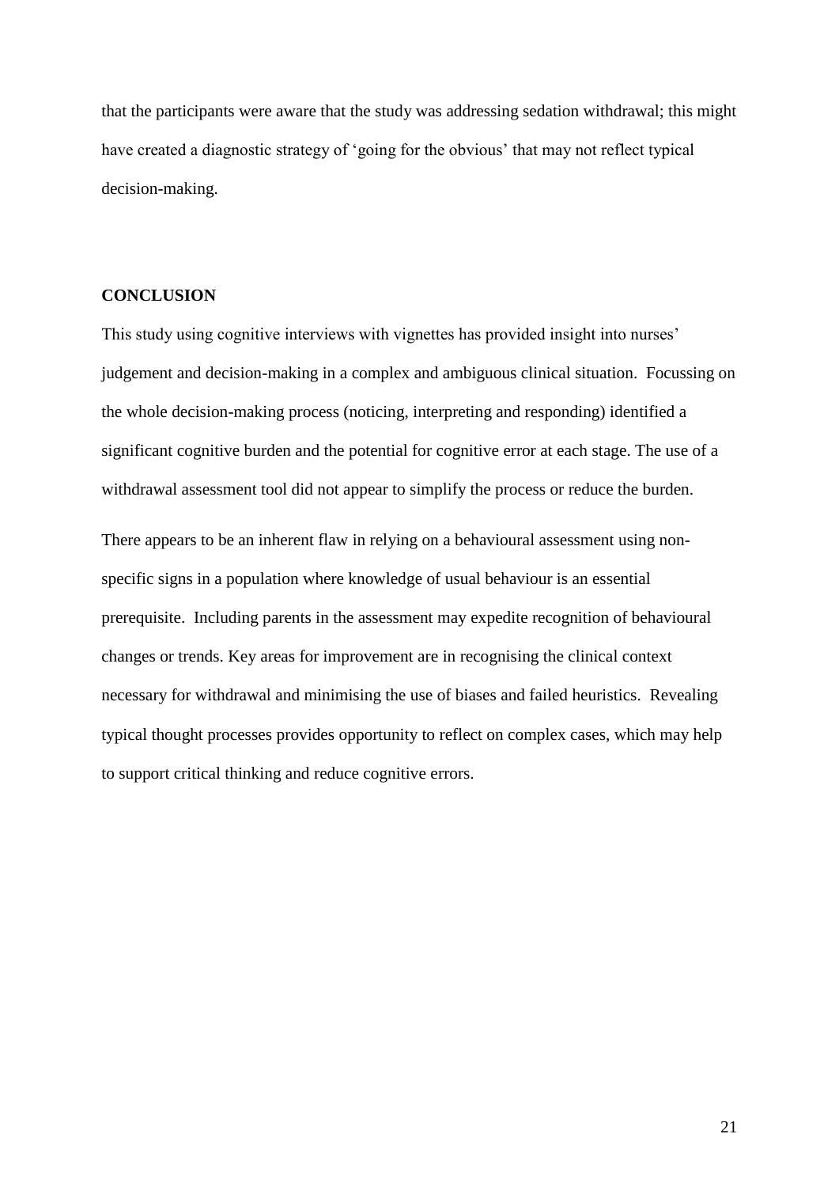that the participants were aware that the study was addressing sedation withdrawal; this might have created a diagnostic strategy of 'going for the obvious' that may not reflect typical decision-making.

## CONCLUSION

This study using cognitive interviews with vignettes has provided insight into nurses' judgement and decision-making in a complex and ambiguous clinical situation. Focussing on the whole decision-making process (noticing, interpreting and responding) identified a significant cognitive burden and the potential for cognitive error at each stage. The use of a withdrawal assessment tool did not appear to simplify the process or reduce the burden.

There appears to be an inherent flaw in relying on a behavioural assessment using non-specific signs in a population where knowledge of usual behaviour is an essential prerequisite. Including parents in the assessment may expedite recognition of behavioural changes or trends. Key areas for improvement are in recognising the clinical context necessary for withdrawal and minimising the use of biases and failed heuristics. Revealing typical thought processes provides opportunity to reflect on complex cases, which may help to support critical thinking and reduce cognitive errors.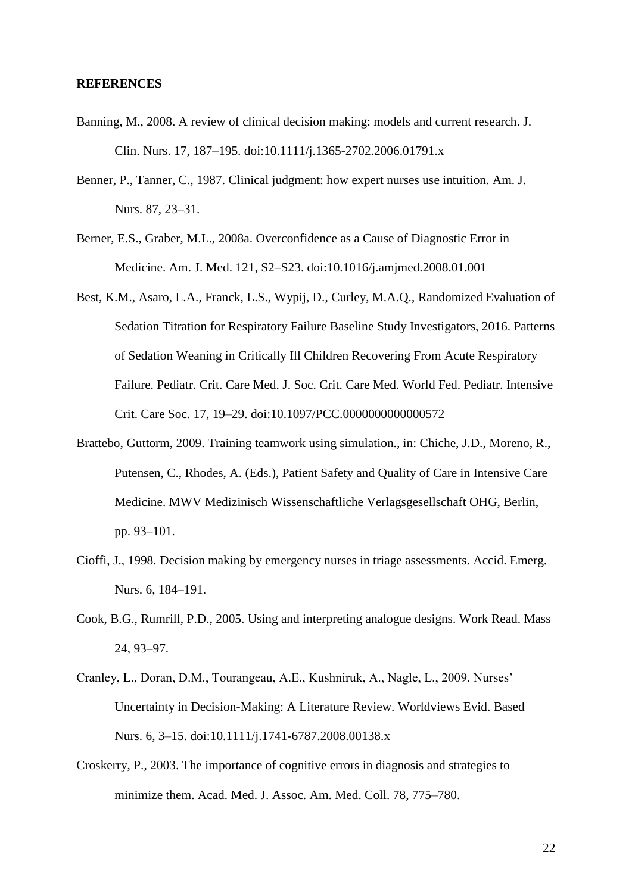**REFERENCES**

Banning, M., 2008. A review of clinical decision making: models and current research. J. Clin. Nurs. 17, 187–195. doi:10.1111/j.1365-2702.2006.01791.x

Benner, P., Tanner, C., 1987. Clinical judgment: how expert nurses use intuition. Am. J. Nurs. 87, 23–31.

Berner, E.S., Graber, M.L., 2008a. Overconfidence as a Cause of Diagnostic Error in Medicine. Am. J. Med. 121, S2–S23. doi:10.1016/j.amjmed.2008.01.001

Best, K.M., Asaro, L.A., Franck, L.S., Wypij, D., Curley, M.A.Q., Randomized Evaluation of Sedation Titration for Respiratory Failure Baseline Study Investigators, 2016. Patterns of Sedation Weaning in Critically Ill Children Recovering From Acute Respiratory Failure. Pediatr. Crit. Care Med. J. Soc. Crit. Care Med. World Fed. Pediatr. Intensive Crit. Care Soc. 17, 19–29. doi:10.1097/PCC.0000000000000572

Brattebo, Guttorm, 2009. Training teamwork using simulation., in: Chiche, J.D., Moreno, R., Putensen, C., Rhodes, A. (Eds.), Patient Safety and Quality of Care in Intensive Care Medicine. MWV Medizinisch Wissenschaftliche Verlagsgesellschaft OHG, Berlin, pp. 93–101.

Cioffi, J., 1998. Decision making by emergency nurses in triage assessments. Accid. Emerg. Nurs. 6, 184–191.

Cook, B.G., Rumrill, P.D., 2005. Using and interpreting analogue designs. Work Read. Mass 24, 93–97.

Cranley, L., Doran, D.M., Tourangeau, A.E., Kushniruk, A., Nagle, L., 2009. Nurses' Uncertainty in Decision-Making: A Literature Review. Worldviews Evid. Based Nurs. 6, 3–15. doi:10.1111/j.1741-6787.2008.00138.x

Croskerry, P., 2003. The importance of cognitive errors in diagnosis and strategies to minimize them. Acad. Med. J. Assoc. Am. Med. Coll. 78, 775–780.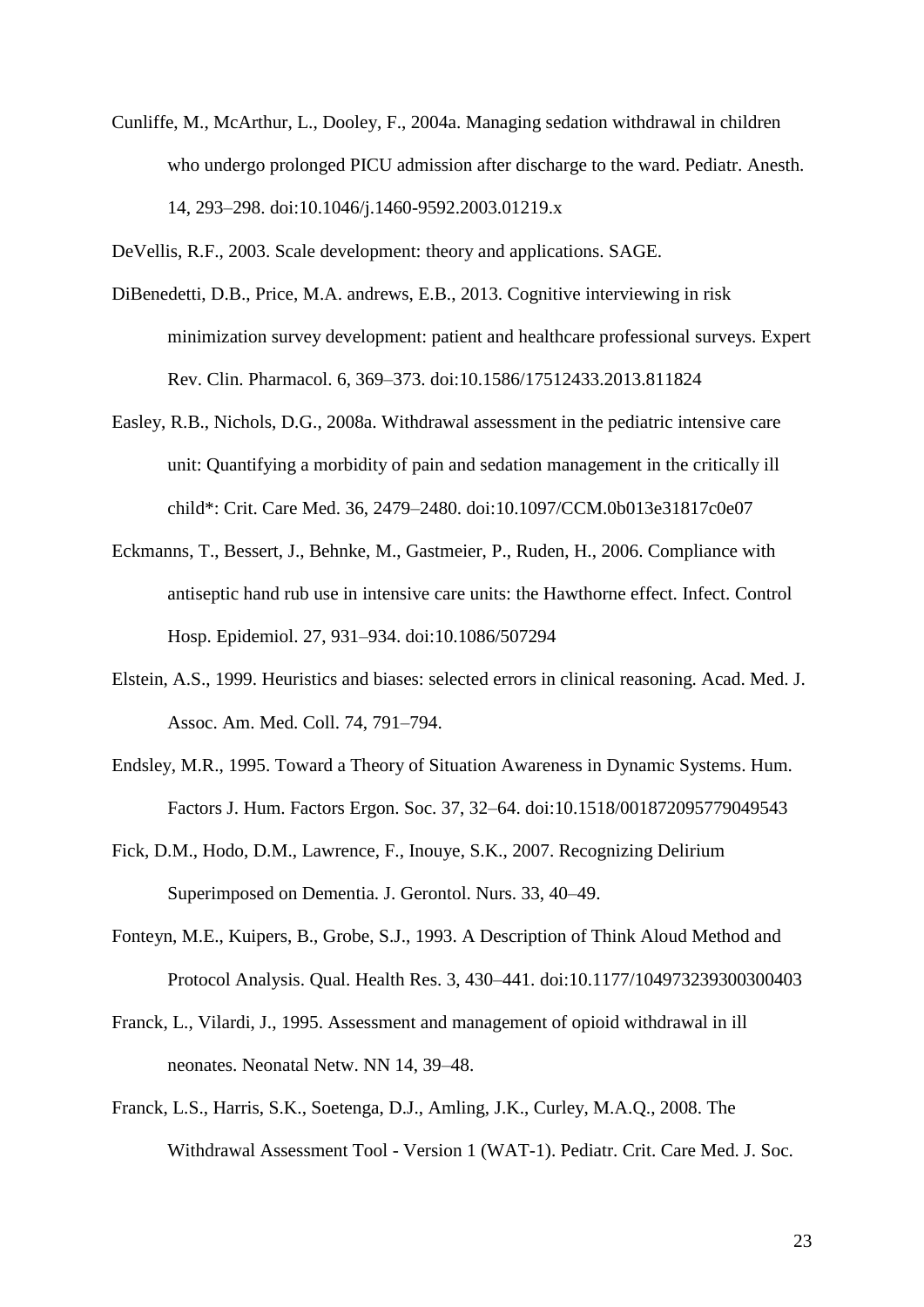Cunliffe, M., McArthur, L., Dooley, F., 2004a. Managing sedation withdrawal in children who undergo prolonged PICU admission after discharge to the ward. Pediatr. Anesth. 14, 293–298. doi:10.1046/j.1460-9592.2003.01219.x

DeVellis, R.F., 2003. Scale development: theory and applications. SAGE.

DiBenedetti, D.B., Price, M.A. andrews, E.B., 2013. Cognitive interviewing in risk minimization survey development: patient and healthcare professional surveys. Expert Rev. Clin. Pharmacol. 6, 369–373. doi:10.1586/17512433.2013.811824

Easley, R.B., Nichols, D.G., 2008a. Withdrawal assessment in the pediatric intensive care unit: Quantifying a morbidity of pain and sedation management in the critically ill child*: Crit. Care Med. 36, 2479–2480. doi:10.1097/CCM.0b013e31817c0e07

Eckmanns, T., Bessert, J., Behnke, M., Gastmeier, P., Ruden, H., 2006. Compliance with antiseptic hand rub use in intensive care units: the Hawthorne effect. Infect. Control Hosp. Epidemiol. 27, 931–934. doi:10.1086/507294

Elstein, A.S., 1999. Heuristics and biases: selected errors in clinical reasoning. Acad. Med. J. Assoc. Am. Med. Coll. 74, 791–794.

Endsley, M.R., 1995. Toward a Theory of Situation Awareness in Dynamic Systems. Hum. Factors J. Hum. Factors Ergon. Soc. 37, 32–64. doi:10.1518/001872095779049543

Fick, D.M., Hodo, D.M., Lawrence, F., Inouye, S.K., 2007. Recognizing Delirium Superimposed on Dementia. J. Gerontol. Nurs. 33, 40–49.

Fonteyn, M.E., Kuipers, B., Grobe, S.J., 1993. A Description of Think Aloud Method and Protocol Analysis. Qual. Health Res. 3, 430–441. doi:10.1177/104973239300300403

Franck, L., Vilardi, J., 1995. Assessment and management of opioid withdrawal in ill neonates. Neonatal Netw. NN 14, 39–48.

Franck, L.S., Harris, S.K., Soetenga, D.J., Amling, J.K., Curley, M.A.Q., 2008. The Withdrawal Assessment Tool - Version 1 (WAT-1). Pediatr. Crit. Care Med. J. Soc.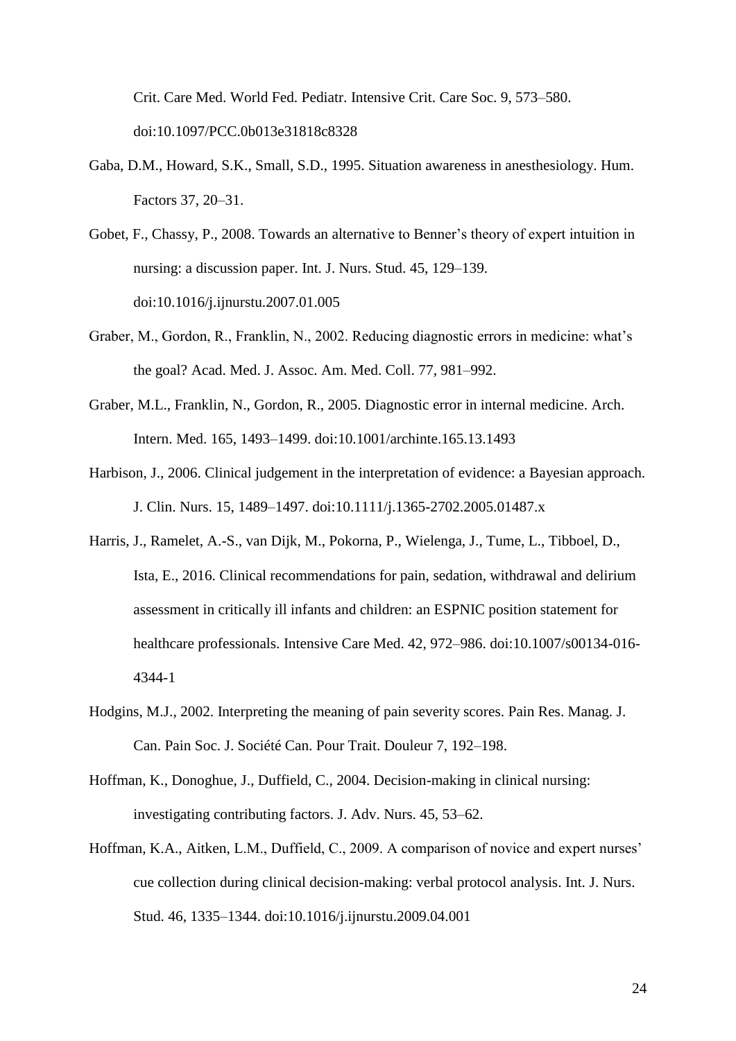Crit. Care Med. World Fed. Pediatr. Intensive Crit. Care Soc. 9, 573–580. doi:10.1097/PCC.0b013e31818c8328

Gaba, D.M., Howard, S.K., Small, S.D., 1995. Situation awareness in anesthesiology. Hum. Factors 37, 20–31.

Gobet, F., Chassy, P., 2008. Towards an alternative to Benner's theory of expert intuition in nursing: a discussion paper. Int. J. Nurs. Stud. 45, 129–139. doi:10.1016/j.ijnurstu.2007.01.005

Graber, M., Gordon, R., Franklin, N., 2002. Reducing diagnostic errors in medicine: what's the goal? Acad. Med. J. Assoc. Am. Med. Coll. 77, 981–992.

Graber, M.L., Franklin, N., Gordon, R., 2005. Diagnostic error in internal medicine. Arch. Intern. Med. 165, 1493–1499. doi:10.1001/archinte.165.13.1493

Harbison, J., 2006. Clinical judgement in the interpretation of evidence: a Bayesian approach. J. Clin. Nurs. 15, 1489–1497. doi:10.1111/j.1365-2702.2005.01487.x

Harris, J., Ramelet, A.-S., van Dijk, M., Pokorna, P., Wielenga, J., Tume, L., Tibboel, D., Ista, E., 2016. Clinical recommendations for pain, sedation, withdrawal and delirium assessment in critically ill infants and children: an ESPNIC position statement for healthcare professionals. Intensive Care Med. 42, 972–986. doi:10.1007/s00134-016-4344-1

Hodgins, M.J., 2002. Interpreting the meaning of pain severity scores. Pain Res. Manag. J. Can. Pain Soc. J. Société Can. Pour Trait. Douleur 7, 192–198.

Hoffman, K., Donoghue, J., Duffield, C., 2004. Decision-making in clinical nursing: investigating contributing factors. J. Adv. Nurs. 45, 53–62.

Hoffman, K.A., Aitken, L.M., Duffield, C., 2009. A comparison of novice and expert nurses' cue collection during clinical decision-making: verbal protocol analysis. Int. J. Nurs. Stud. 46, 1335–1344. doi:10.1016/j.ijnurstu.2009.04.001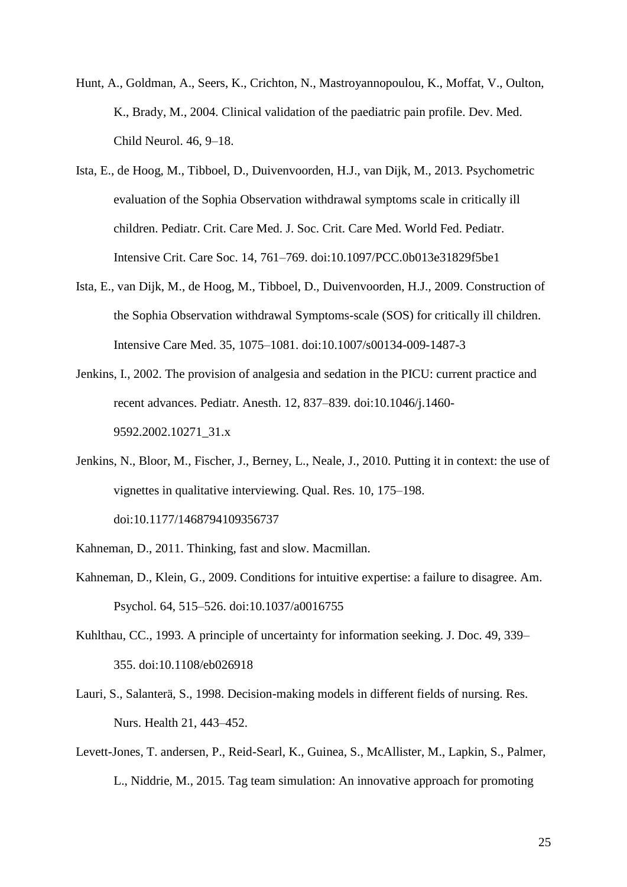Hunt, A., Goldman, A., Seers, K., Crichton, N., Mastroyannopoulou, K., Moffat, V., Oulton, K., Brady, M., 2004. Clinical validation of the paediatric pain profile. Dev. Med. Child Neurol. 46, 9–18.

Ista, E., de Hoog, M., Tibboel, D., Duivenvoorden, H.J., van Dijk, M., 2013. Psychometric evaluation of the Sophia Observation withdrawal symptoms scale in critically ill children. Pediatr. Crit. Care Med. J. Soc. Crit. Care Med. World Fed. Pediatr. Intensive Crit. Care Soc. 14, 761–769. doi:10.1097/PCC.0b013e31829f5be1

Ista, E., van Dijk, M., de Hoog, M., Tibboel, D., Duivenvoorden, H.J., 2009. Construction of the Sophia Observation withdrawal Symptoms-scale (SOS) for critically ill children. Intensive Care Med. 35, 1075–1081. doi:10.1007/s00134-009-1487-3

Jenkins, I., 2002. The provision of analgesia and sedation in the PICU: current practice and recent advances. Pediatr. Anesth. 12, 837–839. doi:10.1046/j.1460-9592.2002.10271_31.x

Jenkins, N., Bloor, M., Fischer, J., Berney, L., Neale, J., 2010. Putting it in context: the use of vignettes in qualitative interviewing. Qual. Res. 10, 175–198. doi:10.1177/1468794109356737

Kahneman, D., 2011. Thinking, fast and slow. Macmillan.

Kahneman, D., Klein, G., 2009. Conditions for intuitive expertise: a failure to disagree. Am. Psychol. 64, 515–526. doi:10.1037/a0016755

Kuhlthau, CC., 1993. A principle of uncertainty for information seeking. J. Doc. 49, 339–355. doi:10.1108/eb026918

Lauri, S., Salanterä, S., 1998. Decision-making models in different fields of nursing. Res. Nurs. Health 21, 443–452.

Levett-Jones, T. andersen, P., Reid-Searl, K., Guinea, S., McAllister, M., Lapkin, S., Palmer, L., Niddrie, M., 2015. Tag team simulation: An innovative approach for promoting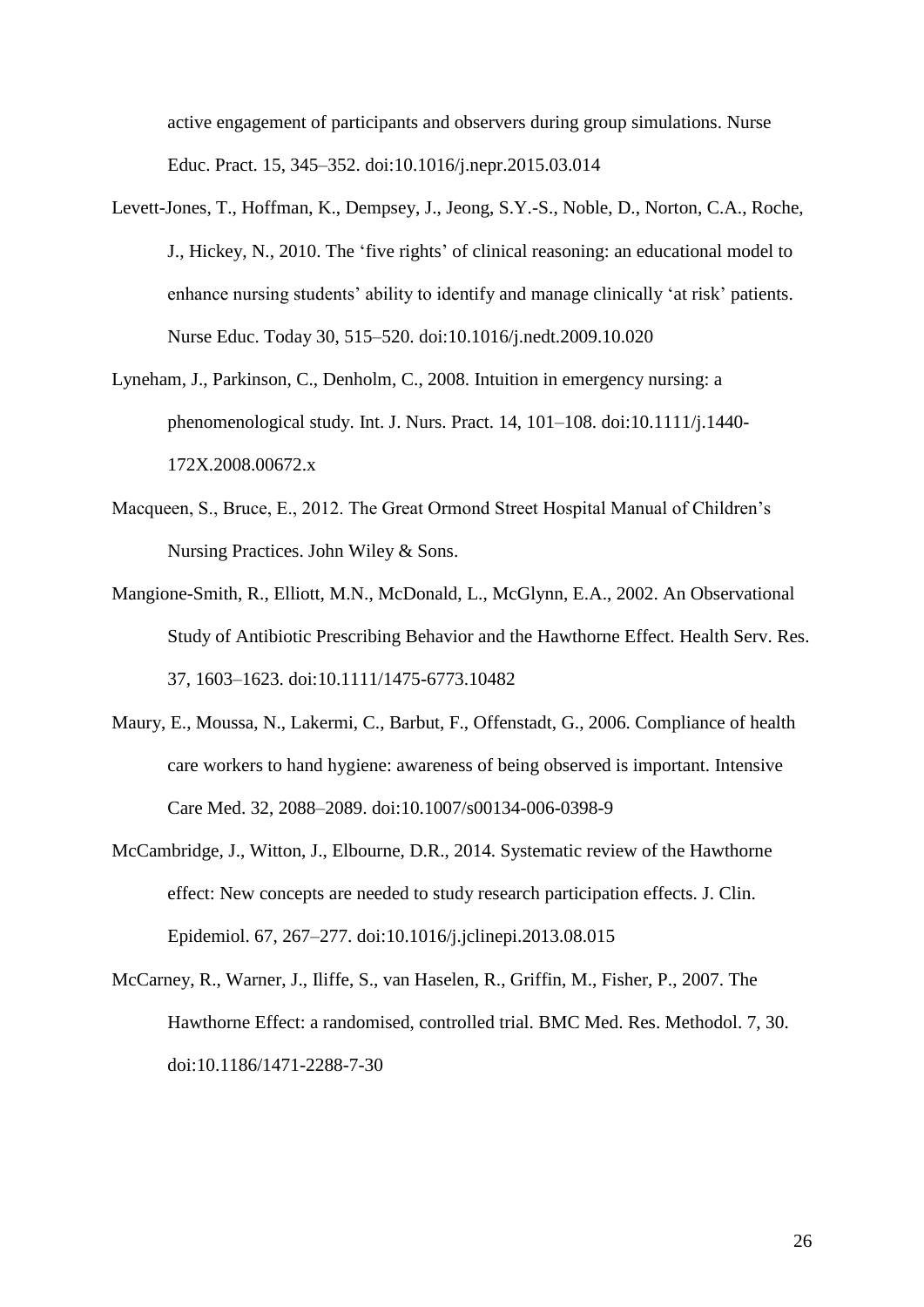active engagement of participants and observers during group simulations. Nurse Educ. Pract. 15, 345–352. doi:10.1016/j.nepr.2015.03.014

Levett-Jones, T., Hoffman, K., Dempsey, J., Jeong, S.Y.-S., Noble, D., Norton, C.A., Roche, J., Hickey, N., 2010. The 'five rights' of clinical reasoning: an educational model to enhance nursing students' ability to identify and manage clinically 'at risk' patients. Nurse Educ. Today 30, 515–520. doi:10.1016/j.nedt.2009.10.020

Lyneham, J., Parkinson, C., Denholm, C., 2008. Intuition in emergency nursing: a phenomenological study. Int. J. Nurs. Pract. 14, 101–108. doi:10.1111/j.1440-172X.2008.00672.x

Macqueen, S., Bruce, E., 2012. The Great Ormond Street Hospital Manual of Children's Nursing Practices. John Wiley & Sons.

Mangione-Smith, R., Elliott, M.N., McDonald, L., McGlynn, E.A., 2002. An Observational Study of Antibiotic Prescribing Behavior and the Hawthorne Effect. Health Serv. Res. 37, 1603–1623. doi:10.1111/1475-6773.10482

Maury, E., Moussa, N., Lakermi, C., Barbut, F., Offenstadt, G., 2006. Compliance of health care workers to hand hygiene: awareness of being observed is important. Intensive Care Med. 32, 2088–2089. doi:10.1007/s00134-006-0398-9

McCambridge, J., Witton, J., Elbourne, D.R., 2014. Systematic review of the Hawthorne effect: New concepts are needed to study research participation effects. J. Clin. Epidemiol. 67, 267–277. doi:10.1016/j.jclinepi.2013.08.015

McCarney, R., Warner, J., Iliffe, S., van Haselen, R., Griffin, M., Fisher, P., 2007. The Hawthorne Effect: a randomised, controlled trial. BMC Med. Res. Methodol. 7, 30. doi:10.1186/1471-2288-7-30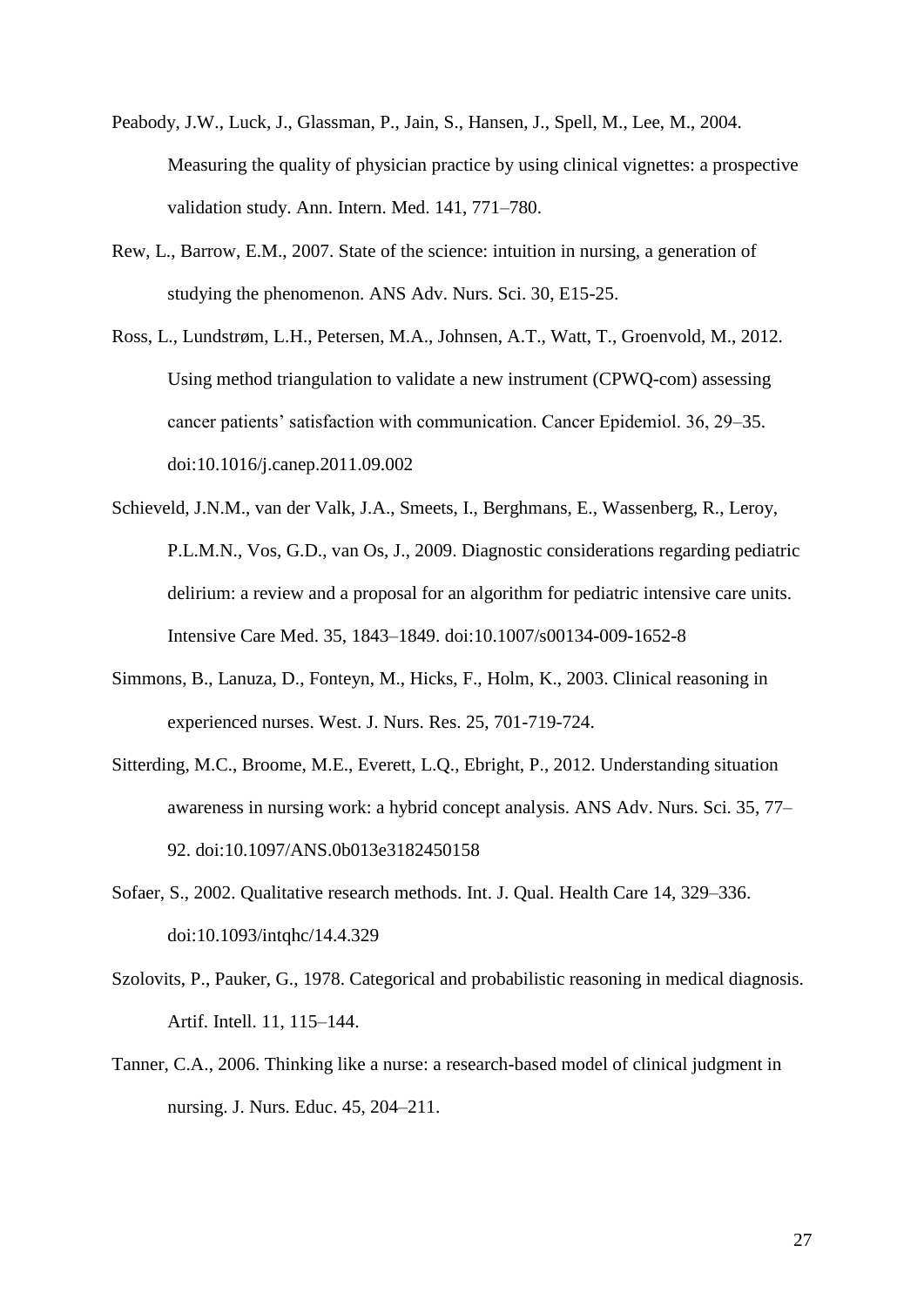Peabody, J.W., Luck, J., Glassman, P., Jain, S., Hansen, J., Spell, M., Lee, M., 2004. Measuring the quality of physician practice by using clinical vignettes: a prospective validation study. Ann. Intern. Med. 141, 771–780.

Rew, L., Barrow, E.M., 2007. State of the science: intuition in nursing, a generation of studying the phenomenon. ANS Adv. Nurs. Sci. 30, E15-25.

Ross, L., Lundstrøm, L.H., Petersen, M.A., Johnsen, A.T., Watt, T., Groenvold, M., 2012. Using method triangulation to validate a new instrument (CPWQ-com) assessing cancer patients' satisfaction with communication. Cancer Epidemiol. 36, 29–35. doi:10.1016/j.canep.2011.09.002

Schieveld, J.N.M., van der Valk, J.A., Smeets, I., Berghmans, E., Wassenberg, R., Leroy, P.L.M.N., Vos, G.D., van Os, J., 2009. Diagnostic considerations regarding pediatric delirium: a review and a proposal for an algorithm for pediatric intensive care units. Intensive Care Med. 35, 1843–1849. doi:10.1007/s00134-009-1652-8

Simmons, B., Lanuza, D., Fonteyn, M., Hicks, F., Holm, K., 2003. Clinical reasoning in experienced nurses. West. J. Nurs. Res. 25, 701-719-724.

Sitterding, M.C., Broome, M.E., Everett, L.Q., Ebright, P., 2012. Understanding situation awareness in nursing work: a hybrid concept analysis. ANS Adv. Nurs. Sci. 35, 77–92. doi:10.1097/ANS.0b013e3182450158

Sofaer, S., 2002. Qualitative research methods. Int. J. Qual. Health Care 14, 329–336. doi:10.1093/intqhc/14.4.329

Szolovits, P., Pauker, G., 1978. Categorical and probabilistic reasoning in medical diagnosis. Artif. Intell. 11, 115–144.

Tanner, C.A., 2006. Thinking like a nurse: a research-based model of clinical judgment in nursing. J. Nurs. Educ. 45, 204–211.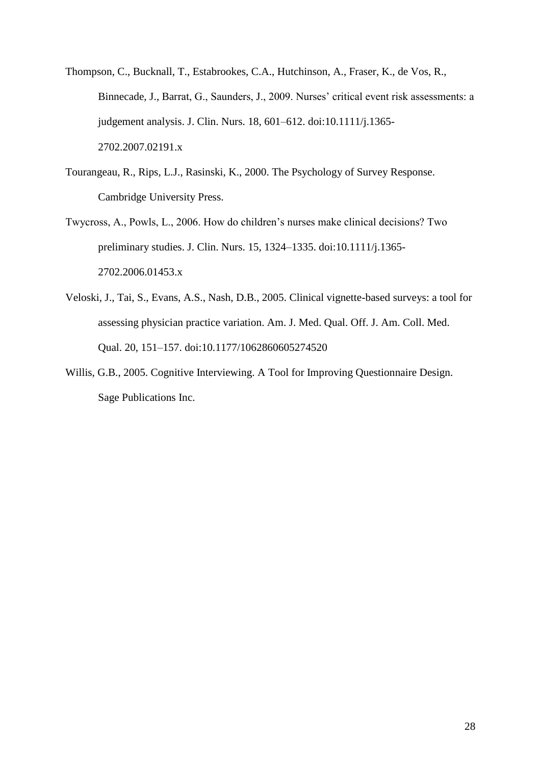Thompson, C., Bucknall, T., Estabrookes, C.A., Hutchinson, A., Fraser, K., de Vos, R., Binnecade, J., Barrat, G., Saunders, J., 2009. Nurses' critical event risk assessments: a judgement analysis. J. Clin. Nurs. 18, 601–612. doi:10.1111/j.1365-2702.2007.02191.x

Tourangeau, R., Rips, L.J., Rasinski, K., 2000. The Psychology of Survey Response. Cambridge University Press.

Twycross, A., Powls, L., 2006. How do children's nurses make clinical decisions? Two preliminary studies. J. Clin. Nurs. 15, 1324–1335. doi:10.1111/j.1365-2702.2006.01453.x

Veloski, J., Tai, S., Evans, A.S., Nash, D.B., 2005. Clinical vignette-based surveys: a tool for assessing physician practice variation. Am. J. Med. Qual. Off. J. Am. Coll. Med. Qual. 20, 151–157. doi:10.1177/1062860605274520

Willis, G.B., 2005. Cognitive Interviewing. A Tool for Improving Questionnaire Design. Sage Publications Inc.